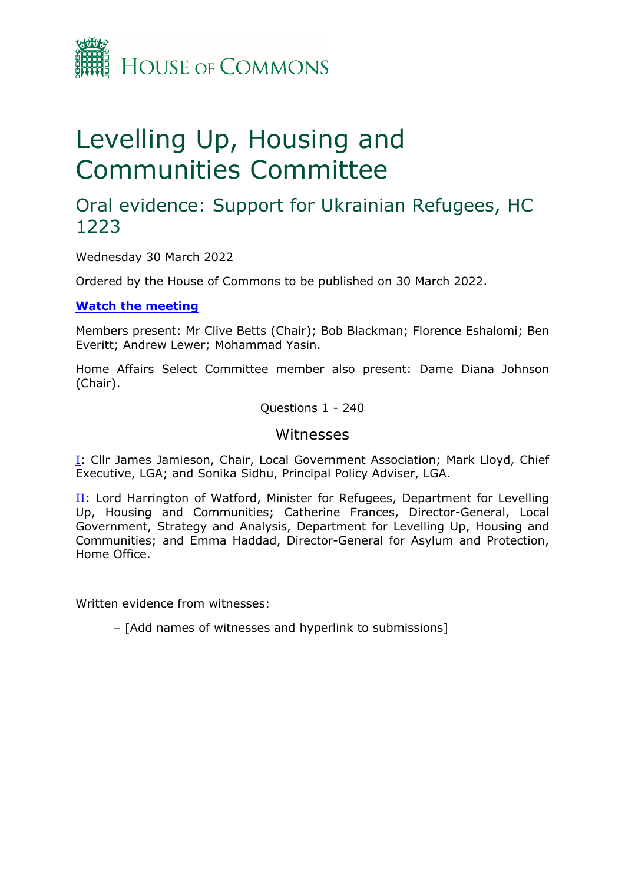HOUSE OF COMMONS

# Levelling Up, Housing and Communities Committee

## Oral evidence: Support for Ukrainian Refugees, HC 1223

Wednesday 30 March 2022

Ordered by the House of Commons to be published on 30 March 2022.

**Watch the meeting**

Members present: Mr Clive Betts (Chair); Bob Blackman; Florence Eshalomi; Ben Everitt; Andrew Lewer; Mohammad Yasin.

Home Affairs Select Committee member also present: Dame Diana Johnson (Chair).

Questions 1 - 240

### Witnesses

I: Cllr James Jamieson, Chair, Local Government Association; Mark Lloyd, Chief Executive, LGA; and Sonika Sidhu, Principal Policy Adviser, LGA.

II: Lord Harrington of Watford, Minister for Refugees, Department for Levelling Up, Housing and Communities; Catherine Frances, Director-General, Local Government, Strategy and Analysis, Department for Levelling Up, Housing and Communities; and Emma Haddad, Director-General for Asylum and Protection, Home Office.

Written evidence from witnesses:

– [Add names of witnesses and hyperlink to submissions]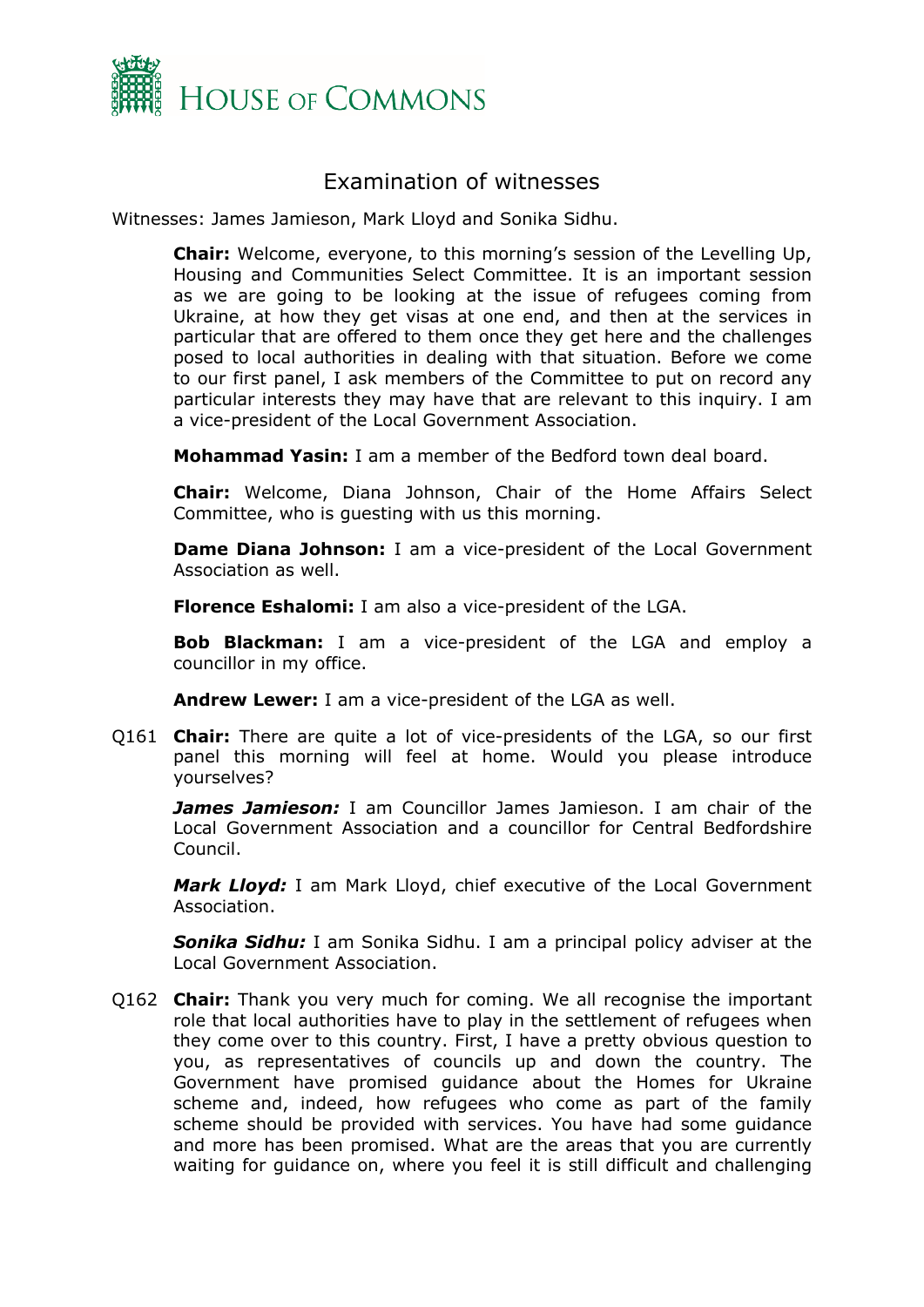# Examination of witnesses

Witnesses: James Jamieson, Mark Lloyd and Sonika Sidhu.

**Chair:** Welcome, everyone, to this morning's session of the Levelling Up, Housing and Communities Select Committee. It is an important session as we are going to be looking at the issue of refugees coming from Ukraine, at how they get visas at one end, and then at the services in particular that are offered to them once they get here and the challenges posed to local authorities in dealing with that situation. Before we come to our first panel, I ask members of the Committee to put on record any particular interests they may have that are relevant to this inquiry. I am a vice-president of the Local Government Association.

**Mohammad Yasin:** I am a member of the Bedford town deal board.

**Chair:** Welcome, Diana Johnson, Chair of the Home Affairs Select Committee, who is guesting with us this morning.

**Dame Diana Johnson:** I am a vice-president of the Local Government Association as well.

**Florence Eshalomi:** I am also a vice-president of the LGA.

**Bob Blackman:** I am a vice-president of the LGA and employ a councillor in my office.

**Andrew Lewer:** I am a vice-president of the LGA as well.

Q161 **Chair:** There are quite a lot of vice-presidents of the LGA, so our first panel this morning will feel at home. Would you please introduce yourselves?

***James Jamieson:*** I am Councillor James Jamieson. I am chair of the Local Government Association and a councillor for Central Bedfordshire Council.

***Mark Lloyd:*** I am Mark Lloyd, chief executive of the Local Government Association.

***Sonika Sidhu:*** I am Sonika Sidhu. I am a principal policy adviser at the Local Government Association.

Q162 **Chair:** Thank you very much for coming. We all recognise the important role that local authorities have to play in the settlement of refugees when they come over to this country. First, I have a pretty obvious question to you, as representatives of councils up and down the country. The Government have promised guidance about the Homes for Ukraine scheme and, indeed, how refugees who come as part of the family scheme should be provided with services. You have had some guidance and more has been promised. What are the areas that you are currently waiting for guidance on, where you feel it is still difficult and challenging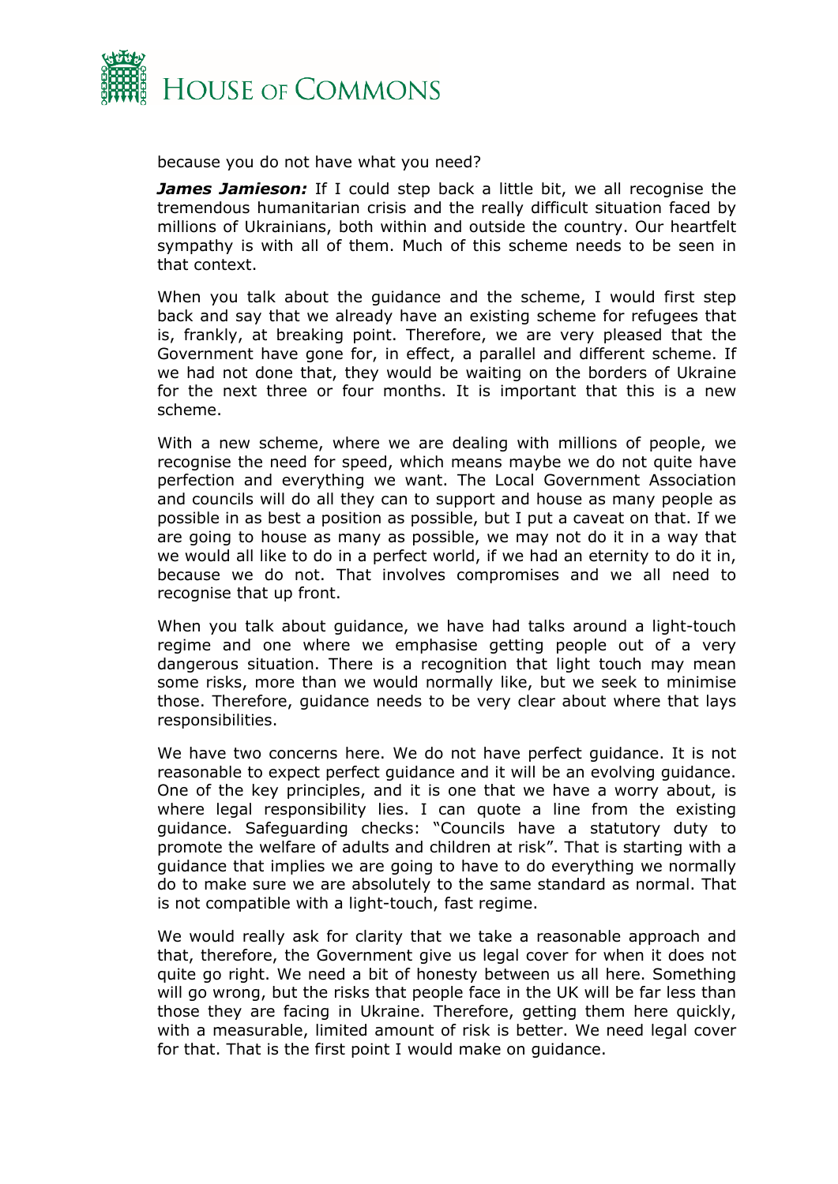because you do not have what you need?

***James Jamieson:*** If I could step back a little bit, we all recognise the tremendous humanitarian crisis and the really difficult situation faced by millions of Ukrainians, both within and outside the country. Our heartfelt sympathy is with all of them. Much of this scheme needs to be seen in that context.

When you talk about the guidance and the scheme, I would first step back and say that we already have an existing scheme for refugees that is, frankly, at breaking point. Therefore, we are very pleased that the Government have gone for, in effect, a parallel and different scheme. If we had not done that, they would be waiting on the borders of Ukraine for the next three or four months. It is important that this is a new scheme.

With a new scheme, where we are dealing with millions of people, we recognise the need for speed, which means maybe we do not quite have perfection and everything we want. The Local Government Association and councils will do all they can to support and house as many people as possible in as best a position as possible, but I put a caveat on that. If we are going to house as many as possible, we may not do it in a way that we would all like to do in a perfect world, if we had an eternity to do it in, because we do not. That involves compromises and we all need to recognise that up front.

When you talk about guidance, we have had talks around a light-touch regime and one where we emphasise getting people out of a very dangerous situation. There is a recognition that light touch may mean some risks, more than we would normally like, but we seek to minimise those. Therefore, guidance needs to be very clear about where that lays responsibilities.

We have two concerns here. We do not have perfect guidance. It is not reasonable to expect perfect guidance and it will be an evolving guidance. One of the key principles, and it is one that we have a worry about, is where legal responsibility lies. I can quote a line from the existing guidance. Safeguarding checks: "Councils have a statutory duty to promote the welfare of adults and children at risk". That is starting with a guidance that implies we are going to have to do everything we normally do to make sure we are absolutely to the same standard as normal. That is not compatible with a light-touch, fast regime.

We would really ask for clarity that we take a reasonable approach and that, therefore, the Government give us legal cover for when it does not quite go right. We need a bit of honesty between us all here. Something will go wrong, but the risks that people face in the UK will be far less than those they are facing in Ukraine. Therefore, getting them here quickly, with a measurable, limited amount of risk is better. We need legal cover for that. That is the first point I would make on guidance.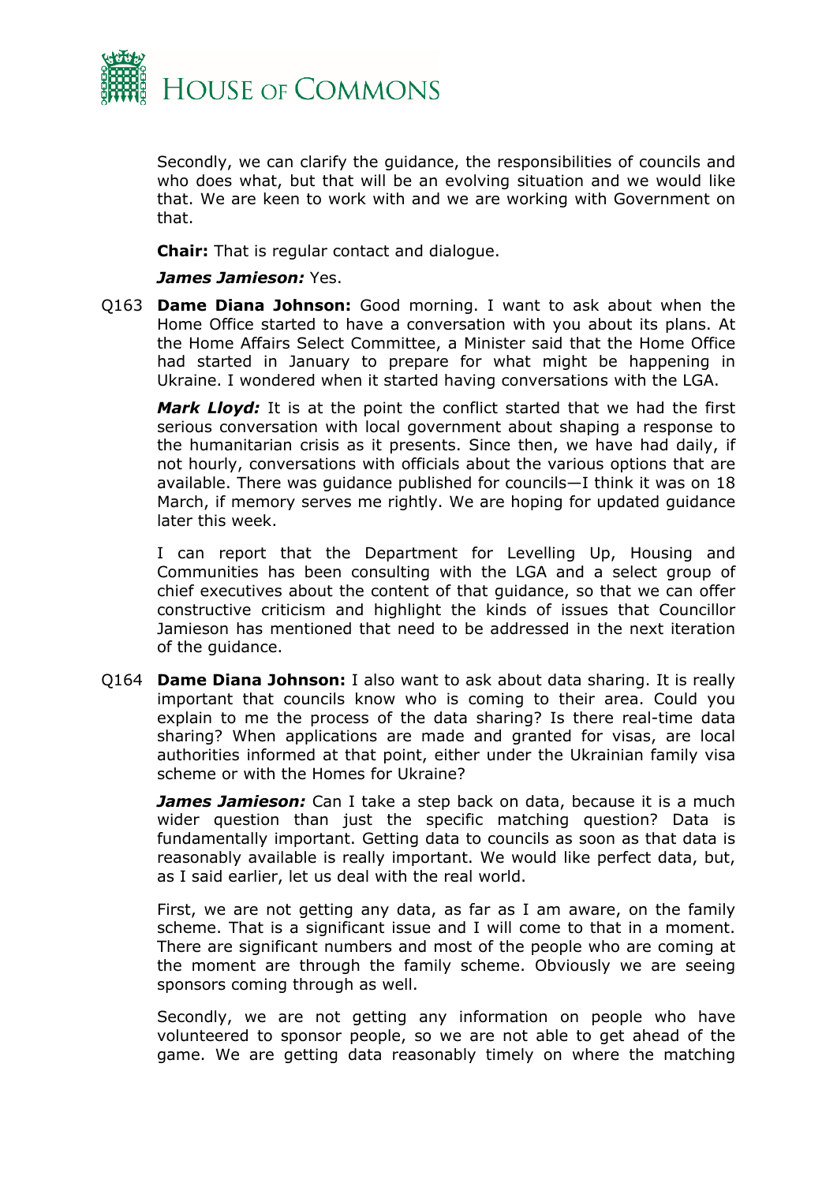Secondly, we can clarify the guidance, the responsibilities of councils and who does what, but that will be an evolving situation and we would like that. We are keen to work with and we are working with Government on that.

**Chair:** That is regular contact and dialogue.

***James Jamieson:*** Yes.

Q163 **Dame Diana Johnson:** Good morning. I want to ask about when the Home Office started to have a conversation with you about its plans. At the Home Affairs Select Committee, a Minister said that the Home Office had started in January to prepare for what might be happening in Ukraine. I wondered when it started having conversations with the LGA.

***Mark Lloyd:*** It is at the point the conflict started that we had the first serious conversation with local government about shaping a response to the humanitarian crisis as it presents. Since then, we have had daily, if not hourly, conversations with officials about the various options that are available. There was guidance published for councils—I think it was on 18 March, if memory serves me rightly. We are hoping for updated guidance later this week.

I can report that the Department for Levelling Up, Housing and Communities has been consulting with the LGA and a select group of chief executives about the content of that guidance, so that we can offer constructive criticism and highlight the kinds of issues that Councillor Jamieson has mentioned that need to be addressed in the next iteration of the guidance.

Q164 **Dame Diana Johnson:** I also want to ask about data sharing. It is really important that councils know who is coming to their area. Could you explain to me the process of the data sharing? Is there real-time data sharing? When applications are made and granted for visas, are local authorities informed at that point, either under the Ukrainian family visa scheme or with the Homes for Ukraine?

***James Jamieson:*** Can I take a step back on data, because it is a much wider question than just the specific matching question? Data is fundamentally important. Getting data to councils as soon as that data is reasonably available is really important. We would like perfect data, but, as I said earlier, let us deal with the real world.

First, we are not getting any data, as far as I am aware, on the family scheme. That is a significant issue and I will come to that in a moment. There are significant numbers and most of the people who are coming at the moment are through the family scheme. Obviously we are seeing sponsors coming through as well.

Secondly, we are not getting any information on people who have volunteered to sponsor people, so we are not able to get ahead of the game. We are getting data reasonably timely on where the matching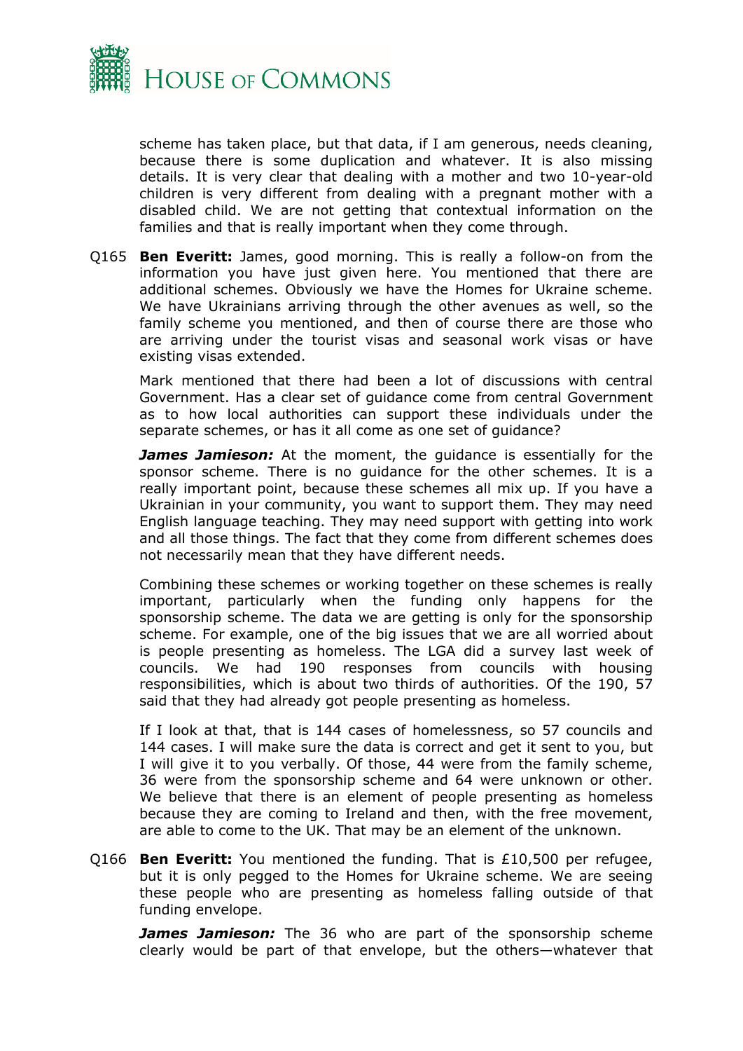scheme has taken place, but that data, if I am generous, needs cleaning, because there is some duplication and whatever. It is also missing details. It is very clear that dealing with a mother and two 10-year-old children is very different from dealing with a pregnant mother with a disabled child. We are not getting that contextual information on the families and that is really important when they come through.

Q165 **Ben Everitt:** James, good morning. This is really a follow-on from the information you have just given here. You mentioned that there are additional schemes. Obviously we have the Homes for Ukraine scheme. We have Ukrainians arriving through the other avenues as well, so the family scheme you mentioned, and then of course there are those who are arriving under the tourist visas and seasonal work visas or have existing visas extended.

Mark mentioned that there had been a lot of discussions with central Government. Has a clear set of guidance come from central Government as to how local authorities can support these individuals under the separate schemes, or has it all come as one set of guidance?

***James Jamieson:*** At the moment, the guidance is essentially for the sponsor scheme. There is no guidance for the other schemes. It is a really important point, because these schemes all mix up. If you have a Ukrainian in your community, you want to support them. They may need English language teaching. They may need support with getting into work and all those things. The fact that they come from different schemes does not necessarily mean that they have different needs.

Combining these schemes or working together on these schemes is really important, particularly when the funding only happens for the sponsorship scheme. The data we are getting is only for the sponsorship scheme. For example, one of the big issues that we are all worried about is people presenting as homeless. The LGA did a survey last week of councils. We had 190 responses from councils with housing responsibilities, which is about two thirds of authorities. Of the 190, 57 said that they had already got people presenting as homeless.

If I look at that, that is 144 cases of homelessness, so 57 councils and 144 cases. I will make sure the data is correct and get it sent to you, but I will give it to you verbally. Of those, 44 were from the family scheme, 36 were from the sponsorship scheme and 64 were unknown or other. We believe that there is an element of people presenting as homeless because they are coming to Ireland and then, with the free movement, are able to come to the UK. That may be an element of the unknown.

Q166 **Ben Everitt:** You mentioned the funding. That is £10,500 per refugee, but it is only pegged to the Homes for Ukraine scheme. We are seeing these people who are presenting as homeless falling outside of that funding envelope.

***James Jamieson:*** The 36 who are part of the sponsorship scheme clearly would be part of that envelope, but the others—whatever that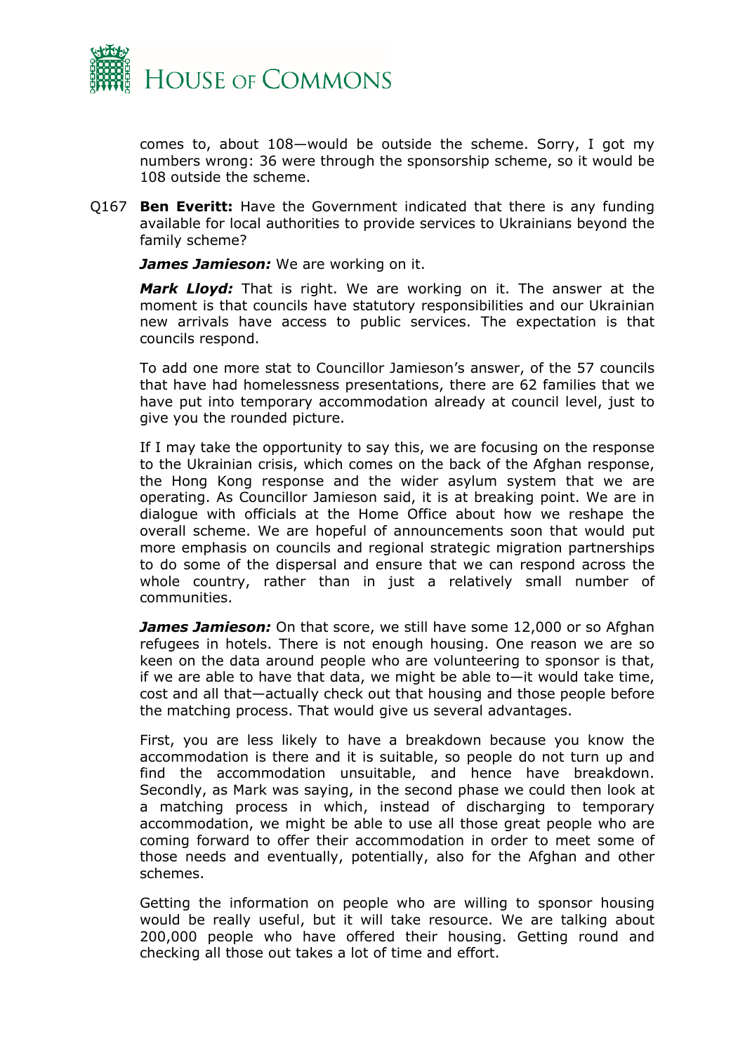comes to, about 108—would be outside the scheme. Sorry, I got my numbers wrong: 36 were through the sponsorship scheme, so it would be 108 outside the scheme.

Q167 **Ben Everitt:** Have the Government indicated that there is any funding available for local authorities to provide services to Ukrainians beyond the family scheme?

***James Jamieson:*** We are working on it.

***Mark Lloyd:*** That is right. We are working on it. The answer at the moment is that councils have statutory responsibilities and our Ukrainian new arrivals have access to public services. The expectation is that councils respond.

To add one more stat to Councillor Jamieson's answer, of the 57 councils that have had homelessness presentations, there are 62 families that we have put into temporary accommodation already at council level, just to give you the rounded picture.

If I may take the opportunity to say this, we are focusing on the response to the Ukrainian crisis, which comes on the back of the Afghan response, the Hong Kong response and the wider asylum system that we are operating. As Councillor Jamieson said, it is at breaking point. We are in dialogue with officials at the Home Office about how we reshape the overall scheme. We are hopeful of announcements soon that would put more emphasis on councils and regional strategic migration partnerships to do some of the dispersal and ensure that we can respond across the whole country, rather than in just a relatively small number of communities.

***James Jamieson:*** On that score, we still have some 12,000 or so Afghan refugees in hotels. There is not enough housing. One reason we are so keen on the data around people who are volunteering to sponsor is that, if we are able to have that data, we might be able to—it would take time, cost and all that—actually check out that housing and those people before the matching process. That would give us several advantages.

First, you are less likely to have a breakdown because you know the accommodation is there and it is suitable, so people do not turn up and find the accommodation unsuitable, and hence have breakdown. Secondly, as Mark was saying, in the second phase we could then look at a matching process in which, instead of discharging to temporary accommodation, we might be able to use all those great people who are coming forward to offer their accommodation in order to meet some of those needs and eventually, potentially, also for the Afghan and other schemes.

Getting the information on people who are willing to sponsor housing would be really useful, but it will take resource. We are talking about 200,000 people who have offered their housing. Getting round and checking all those out takes a lot of time and effort.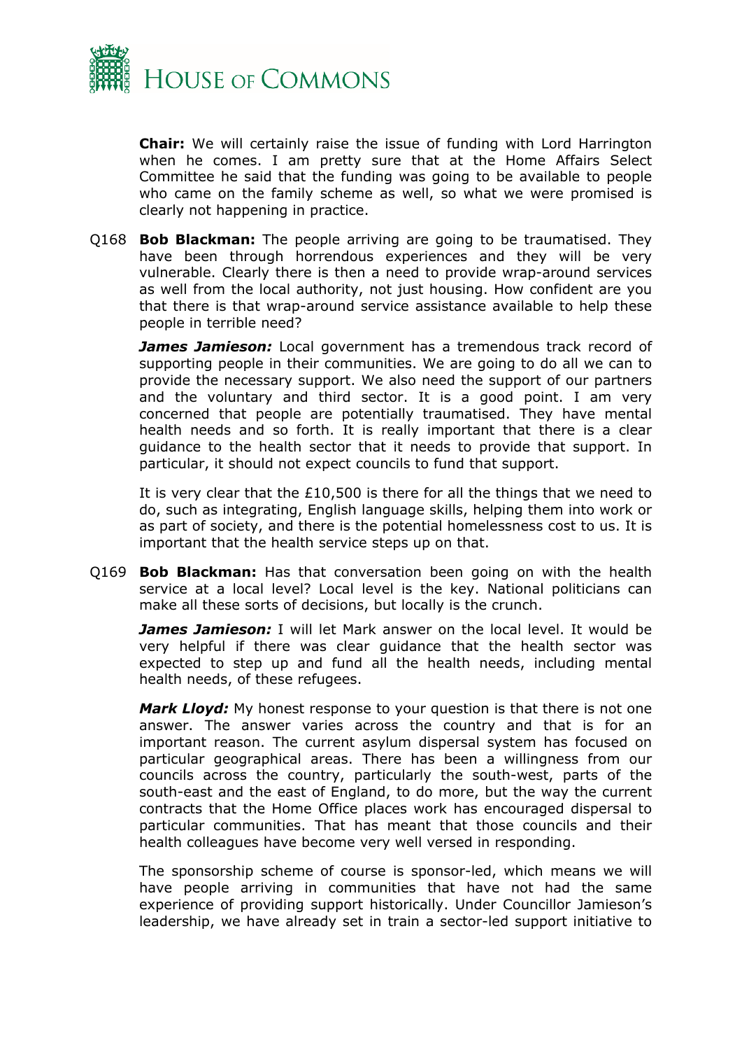**Chair:** We will certainly raise the issue of funding with Lord Harrington when he comes. I am pretty sure that at the Home Affairs Select Committee he said that the funding was going to be available to people who came on the family scheme as well, so what we were promised is clearly not happening in practice.

Q168 **Bob Blackman:** The people arriving are going to be traumatised. They have been through horrendous experiences and they will be very vulnerable. Clearly there is then a need to provide wrap-around services as well from the local authority, not just housing. How confident are you that there is that wrap-around service assistance available to help these people in terrible need?

***James Jamieson:*** Local government has a tremendous track record of supporting people in their communities. We are going to do all we can to provide the necessary support. We also need the support of our partners and the voluntary and third sector. It is a good point. I am very concerned that people are potentially traumatised. They have mental health needs and so forth. It is really important that there is a clear guidance to the health sector that it needs to provide that support. In particular, it should not expect councils to fund that support.

It is very clear that the £10,500 is there for all the things that we need to do, such as integrating, English language skills, helping them into work or as part of society, and there is the potential homelessness cost to us. It is important that the health service steps up on that.

Q169 **Bob Blackman:** Has that conversation been going on with the health service at a local level? Local level is the key. National politicians can make all these sorts of decisions, but locally is the crunch.

***James Jamieson:*** I will let Mark answer on the local level. It would be very helpful if there was clear guidance that the health sector was expected to step up and fund all the health needs, including mental health needs, of these refugees.

***Mark Lloyd:*** My honest response to your question is that there is not one answer. The answer varies across the country and that is for an important reason. The current asylum dispersal system has focused on particular geographical areas. There has been a willingness from our councils across the country, particularly the south-west, parts of the south-east and the east of England, to do more, but the way the current contracts that the Home Office places work has encouraged dispersal to particular communities. That has meant that those councils and their health colleagues have become very well versed in responding.

The sponsorship scheme of course is sponsor-led, which means we will have people arriving in communities that have not had the same experience of providing support historically. Under Councillor Jamieson's leadership, we have already set in train a sector-led support initiative to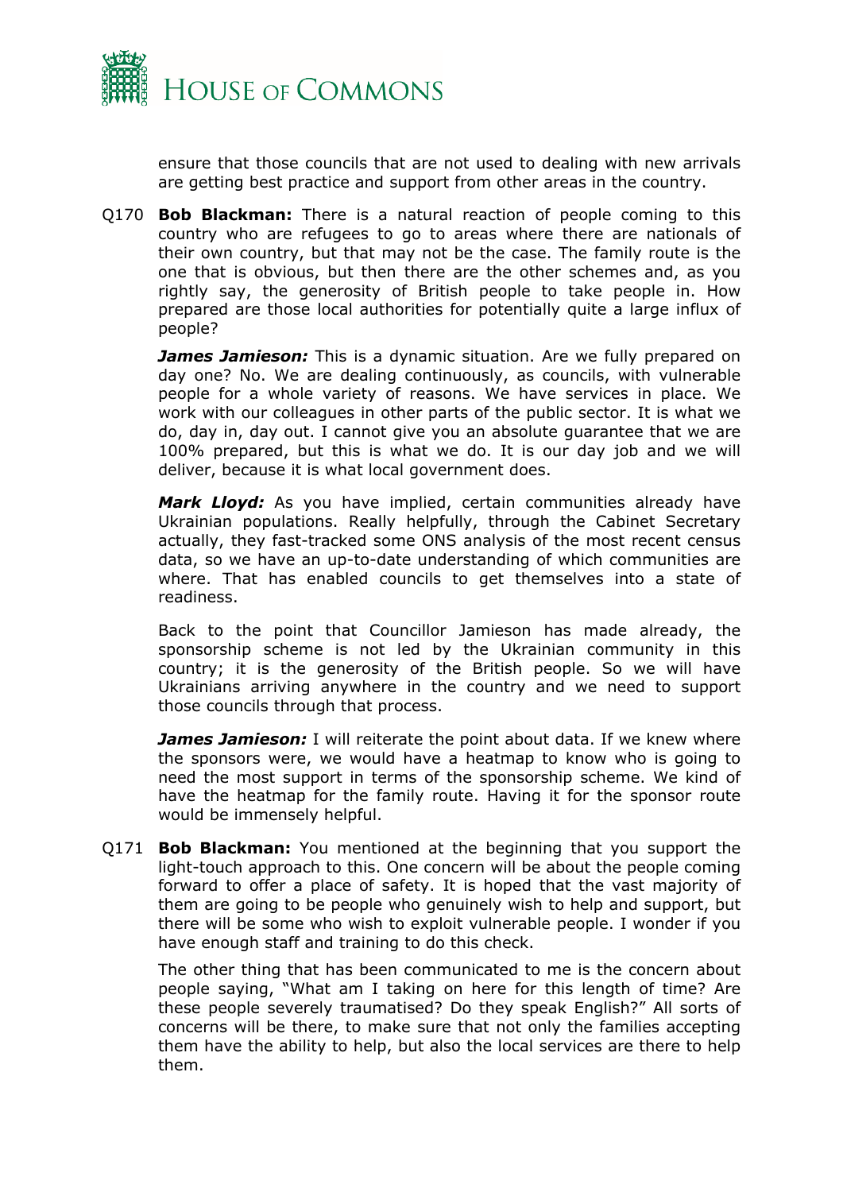ensure that those councils that are not used to dealing with new arrivals are getting best practice and support from other areas in the country.

Q170 **Bob Blackman:** There is a natural reaction of people coming to this country who are refugees to go to areas where there are nationals of their own country, but that may not be the case. The family route is the one that is obvious, but then there are the other schemes and, as you rightly say, the generosity of British people to take people in. How prepared are those local authorities for potentially quite a large influx of people?

***James Jamieson:*** This is a dynamic situation. Are we fully prepared on day one? No. We are dealing continuously, as councils, with vulnerable people for a whole variety of reasons. We have services in place. We work with our colleagues in other parts of the public sector. It is what we do, day in, day out. I cannot give you an absolute guarantee that we are 100% prepared, but this is what we do. It is our day job and we will deliver, because it is what local government does.

***Mark Lloyd:*** As you have implied, certain communities already have Ukrainian populations. Really helpfully, through the Cabinet Secretary actually, they fast-tracked some ONS analysis of the most recent census data, so we have an up-to-date understanding of which communities are where. That has enabled councils to get themselves into a state of readiness.

Back to the point that Councillor Jamieson has made already, the sponsorship scheme is not led by the Ukrainian community in this country; it is the generosity of the British people. So we will have Ukrainians arriving anywhere in the country and we need to support those councils through that process.

***James Jamieson:*** I will reiterate the point about data. If we knew where the sponsors were, we would have a heatmap to know who is going to need the most support in terms of the sponsorship scheme. We kind of have the heatmap for the family route. Having it for the sponsor route would be immensely helpful.

Q171 **Bob Blackman:** You mentioned at the beginning that you support the light-touch approach to this. One concern will be about the people coming forward to offer a place of safety. It is hoped that the vast majority of them are going to be people who genuinely wish to help and support, but there will be some who wish to exploit vulnerable people. I wonder if you have enough staff and training to do this check.

The other thing that has been communicated to me is the concern about people saying, "What am I taking on here for this length of time? Are these people severely traumatised? Do they speak English?" All sorts of concerns will be there, to make sure that not only the families accepting them have the ability to help, but also the local services are there to help them.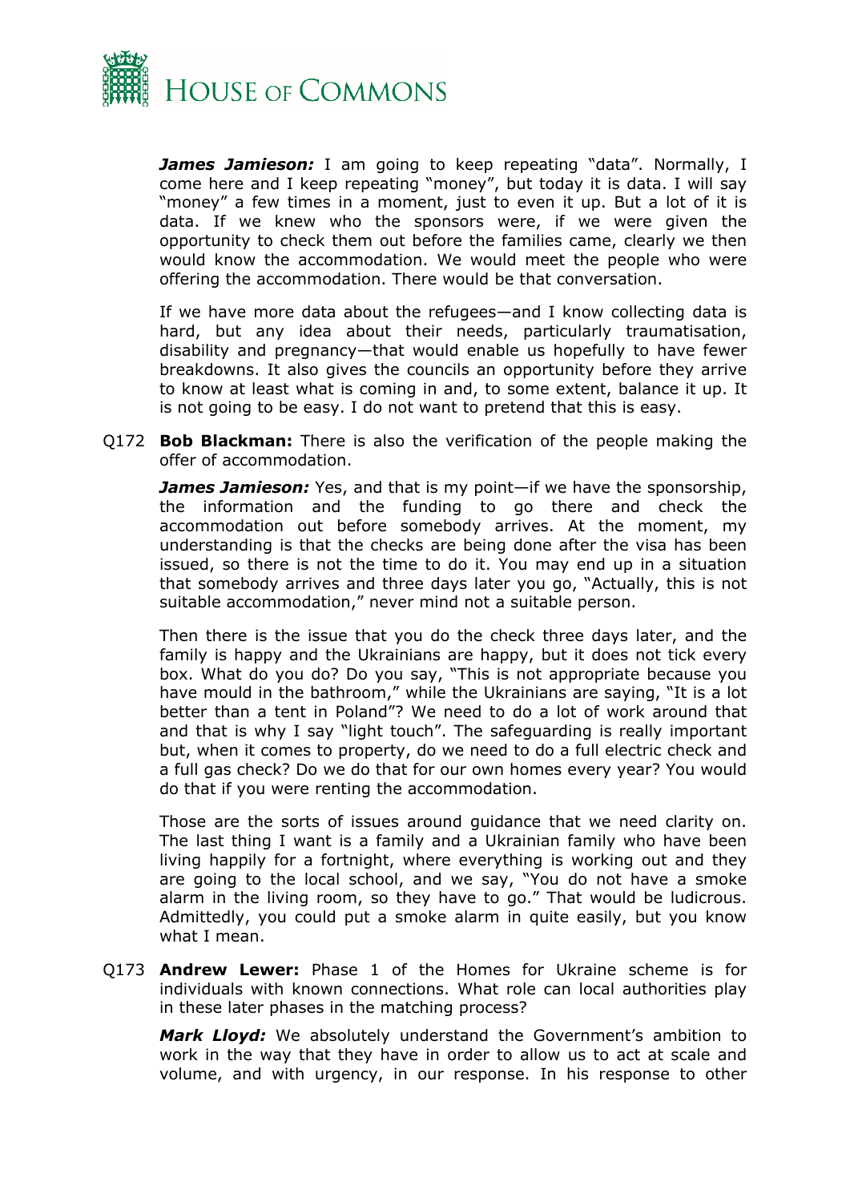***James Jamieson:*** I am going to keep repeating "data". Normally, I come here and I keep repeating "money", but today it is data. I will say "money" a few times in a moment, just to even it up. But a lot of it is data. If we knew who the sponsors were, if we were given the opportunity to check them out before the families came, clearly we then would know the accommodation. We would meet the people who were offering the accommodation. There would be that conversation.

If we have more data about the refugees—and I know collecting data is hard, but any idea about their needs, particularly traumatisation, disability and pregnancy—that would enable us hopefully to have fewer breakdowns. It also gives the councils an opportunity before they arrive to know at least what is coming in and, to some extent, balance it up. It is not going to be easy. I do not want to pretend that this is easy.

Q172 **Bob Blackman:** There is also the verification of the people making the offer of accommodation.

***James Jamieson:*** Yes, and that is my point—if we have the sponsorship, the information and the funding to go there and check the accommodation out before somebody arrives. At the moment, my understanding is that the checks are being done after the visa has been issued, so there is not the time to do it. You may end up in a situation that somebody arrives and three days later you go, "Actually, this is not suitable accommodation," never mind not a suitable person.

Then there is the issue that you do the check three days later, and the family is happy and the Ukrainians are happy, but it does not tick every box. What do you do? Do you say, "This is not appropriate because you have mould in the bathroom," while the Ukrainians are saying, "It is a lot better than a tent in Poland"? We need to do a lot of work around that and that is why I say "light touch". The safeguarding is really important but, when it comes to property, do we need to do a full electric check and a full gas check? Do we do that for our own homes every year? You would do that if you were renting the accommodation.

Those are the sorts of issues around guidance that we need clarity on. The last thing I want is a family and a Ukrainian family who have been living happily for a fortnight, where everything is working out and they are going to the local school, and we say, "You do not have a smoke alarm in the living room, so they have to go." That would be ludicrous. Admittedly, you could put a smoke alarm in quite easily, but you know what I mean.

Q173 **Andrew Lewer:** Phase 1 of the Homes for Ukraine scheme is for individuals with known connections. What role can local authorities play in these later phases in the matching process?

***Mark Lloyd:*** We absolutely understand the Government's ambition to work in the way that they have in order to allow us to act at scale and volume, and with urgency, in our response. In his response to other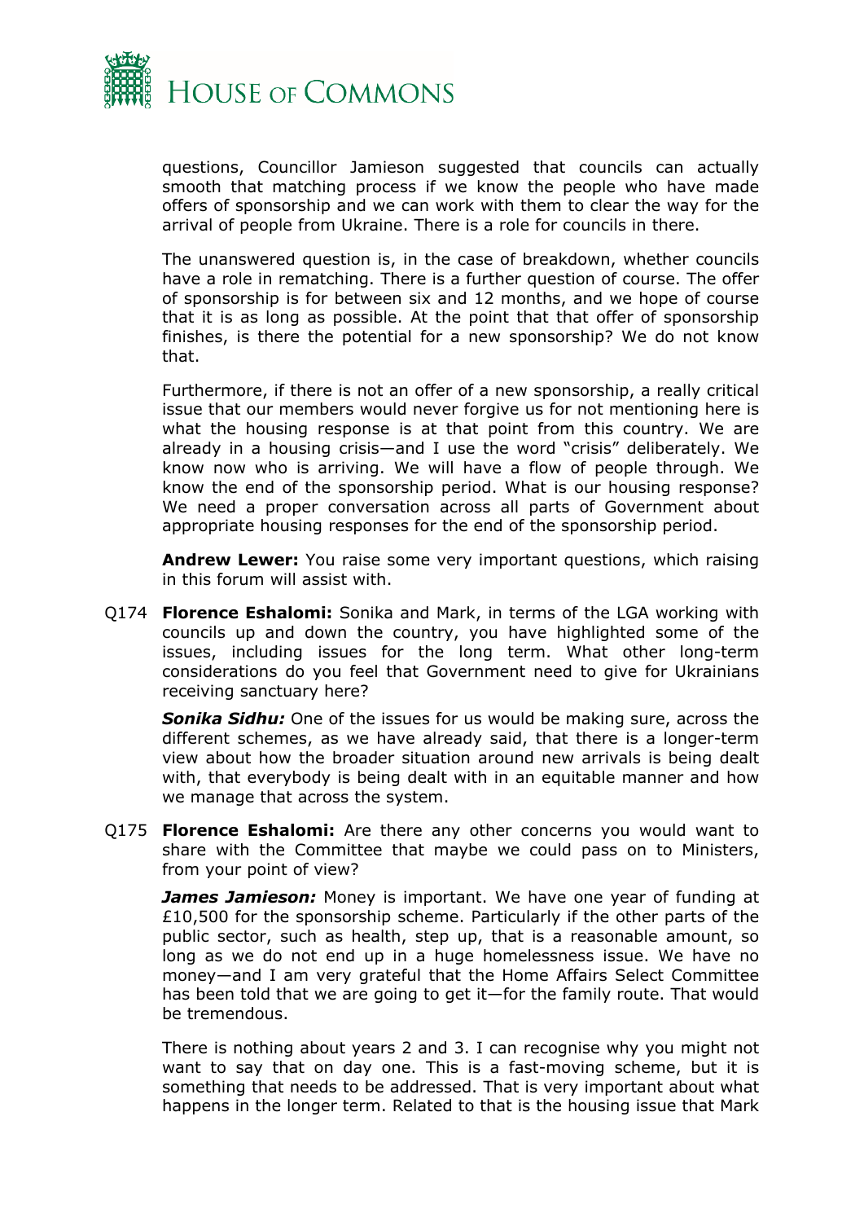questions, Councillor Jamieson suggested that councils can actually smooth that matching process if we know the people who have made offers of sponsorship and we can work with them to clear the way for the arrival of people from Ukraine. There is a role for councils in there.

The unanswered question is, in the case of breakdown, whether councils have a role in rematching. There is a further question of course. The offer of sponsorship is for between six and 12 months, and we hope of course that it is as long as possible. At the point that that offer of sponsorship finishes, is there the potential for a new sponsorship? We do not know that.

Furthermore, if there is not an offer of a new sponsorship, a really critical issue that our members would never forgive us for not mentioning here is what the housing response is at that point from this country. We are already in a housing crisis—and I use the word "crisis" deliberately. We know now who is arriving. We will have a flow of people through. We know the end of the sponsorship period. What is our housing response? We need a proper conversation across all parts of Government about appropriate housing responses for the end of the sponsorship period.

**Andrew Lewer:** You raise some very important questions, which raising in this forum will assist with.

Q174 **Florence Eshalomi:** Sonika and Mark, in terms of the LGA working with councils up and down the country, you have highlighted some of the issues, including issues for the long term. What other long-term considerations do you feel that Government need to give for Ukrainians receiving sanctuary here?

***Sonika Sidhu:*** One of the issues for us would be making sure, across the different schemes, as we have already said, that there is a longer-term view about how the broader situation around new arrivals is being dealt with, that everybody is being dealt with in an equitable manner and how we manage that across the system.

Q175 **Florence Eshalomi:** Are there any other concerns you would want to share with the Committee that maybe we could pass on to Ministers, from your point of view?

***James Jamieson:*** Money is important. We have one year of funding at £10,500 for the sponsorship scheme. Particularly if the other parts of the public sector, such as health, step up, that is a reasonable amount, so long as we do not end up in a huge homelessness issue. We have no money—and I am very grateful that the Home Affairs Select Committee has been told that we are going to get it—for the family route. That would be tremendous.

There is nothing about years 2 and 3. I can recognise why you might not want to say that on day one. This is a fast-moving scheme, but it is something that needs to be addressed. That is very important about what happens in the longer term. Related to that is the housing issue that Mark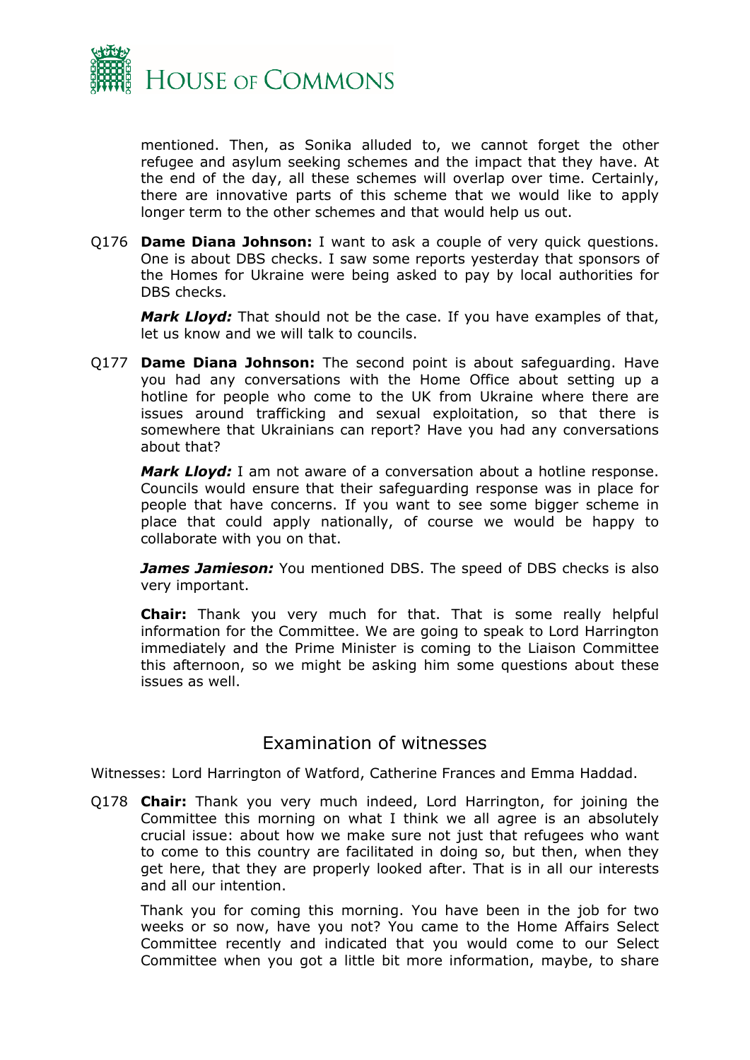mentioned. Then, as Sonika alluded to, we cannot forget the other refugee and asylum seeking schemes and the impact that they have. At the end of the day, all these schemes will overlap over time. Certainly, there are innovative parts of this scheme that we would like to apply longer term to the other schemes and that would help us out.

Q176 **Dame Diana Johnson:** I want to ask a couple of very quick questions. One is about DBS checks. I saw some reports yesterday that sponsors of the Homes for Ukraine were being asked to pay by local authorities for DBS checks.

***Mark Lloyd:*** That should not be the case. If you have examples of that, let us know and we will talk to councils.

Q177 **Dame Diana Johnson:** The second point is about safeguarding. Have you had any conversations with the Home Office about setting up a hotline for people who come to the UK from Ukraine where there are issues around trafficking and sexual exploitation, so that there is somewhere that Ukrainians can report? Have you had any conversations about that?

***Mark Lloyd:*** I am not aware of a conversation about a hotline response. Councils would ensure that their safeguarding response was in place for people that have concerns. If you want to see some bigger scheme in place that could apply nationally, of course we would be happy to collaborate with you on that.

***James Jamieson:*** You mentioned DBS. The speed of DBS checks is also very important.

**Chair:** Thank you very much for that. That is some really helpful information for the Committee. We are going to speak to Lord Harrington immediately and the Prime Minister is coming to the Liaison Committee this afternoon, so we might be asking him some questions about these issues as well.

## Examination of witnesses

Witnesses: Lord Harrington of Watford, Catherine Frances and Emma Haddad.

Q178 **Chair:** Thank you very much indeed, Lord Harrington, for joining the Committee this morning on what I think we all agree is an absolutely crucial issue: about how we make sure not just that refugees who want to come to this country are facilitated in doing so, but then, when they get here, that they are properly looked after. That is in all our interests and all our intention.

Thank you for coming this morning. You have been in the job for two weeks or so now, have you not? You came to the Home Affairs Select Committee recently and indicated that you would come to our Select Committee when you got a little bit more information, maybe, to share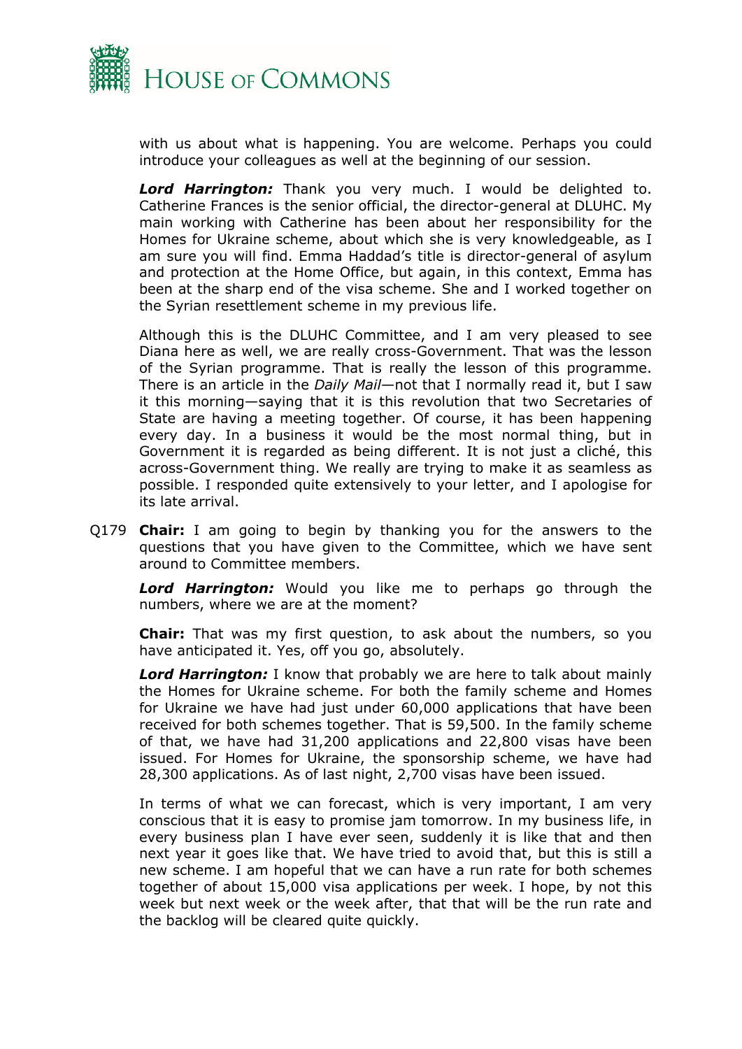with us about what is happening. You are welcome. Perhaps you could introduce your colleagues as well at the beginning of our session.

***Lord Harrington:*** Thank you very much. I would be delighted to. Catherine Frances is the senior official, the director-general at DLUHC. My main working with Catherine has been about her responsibility for the Homes for Ukraine scheme, about which she is very knowledgeable, as I am sure you will find. Emma Haddad's title is director-general of asylum and protection at the Home Office, but again, in this context, Emma has been at the sharp end of the visa scheme. She and I worked together on the Syrian resettlement scheme in my previous life.

Although this is the DLUHC Committee, and I am very pleased to see Diana here as well, we are really cross-Government. That was the lesson of the Syrian programme. That is really the lesson of this programme. There is an article in the *Daily Mail*—not that I normally read it, but I saw it this morning—saying that it is this revolution that two Secretaries of State are having a meeting together. Of course, it has been happening every day. In a business it would be the most normal thing, but in Government it is regarded as being different. It is not just a cliché, this across-Government thing. We really are trying to make it as seamless as possible. I responded quite extensively to your letter, and I apologise for its late arrival.

Q179 **Chair:** I am going to begin by thanking you for the answers to the questions that you have given to the Committee, which we have sent around to Committee members.

***Lord Harrington:*** Would you like me to perhaps go through the numbers, where we are at the moment?

**Chair:** That was my first question, to ask about the numbers, so you have anticipated it. Yes, off you go, absolutely.

***Lord Harrington:*** I know that probably we are here to talk about mainly the Homes for Ukraine scheme. For both the family scheme and Homes for Ukraine we have had just under 60,000 applications that have been received for both schemes together. That is 59,500. In the family scheme of that, we have had 31,200 applications and 22,800 visas have been issued. For Homes for Ukraine, the sponsorship scheme, we have had 28,300 applications. As of last night, 2,700 visas have been issued.

In terms of what we can forecast, which is very important, I am very conscious that it is easy to promise jam tomorrow. In my business life, in every business plan I have ever seen, suddenly it is like that and then next year it goes like that. We have tried to avoid that, but this is still a new scheme. I am hopeful that we can have a run rate for both schemes together of about 15,000 visa applications per week. I hope, by not this week but next week or the week after, that that will be the run rate and the backlog will be cleared quite quickly.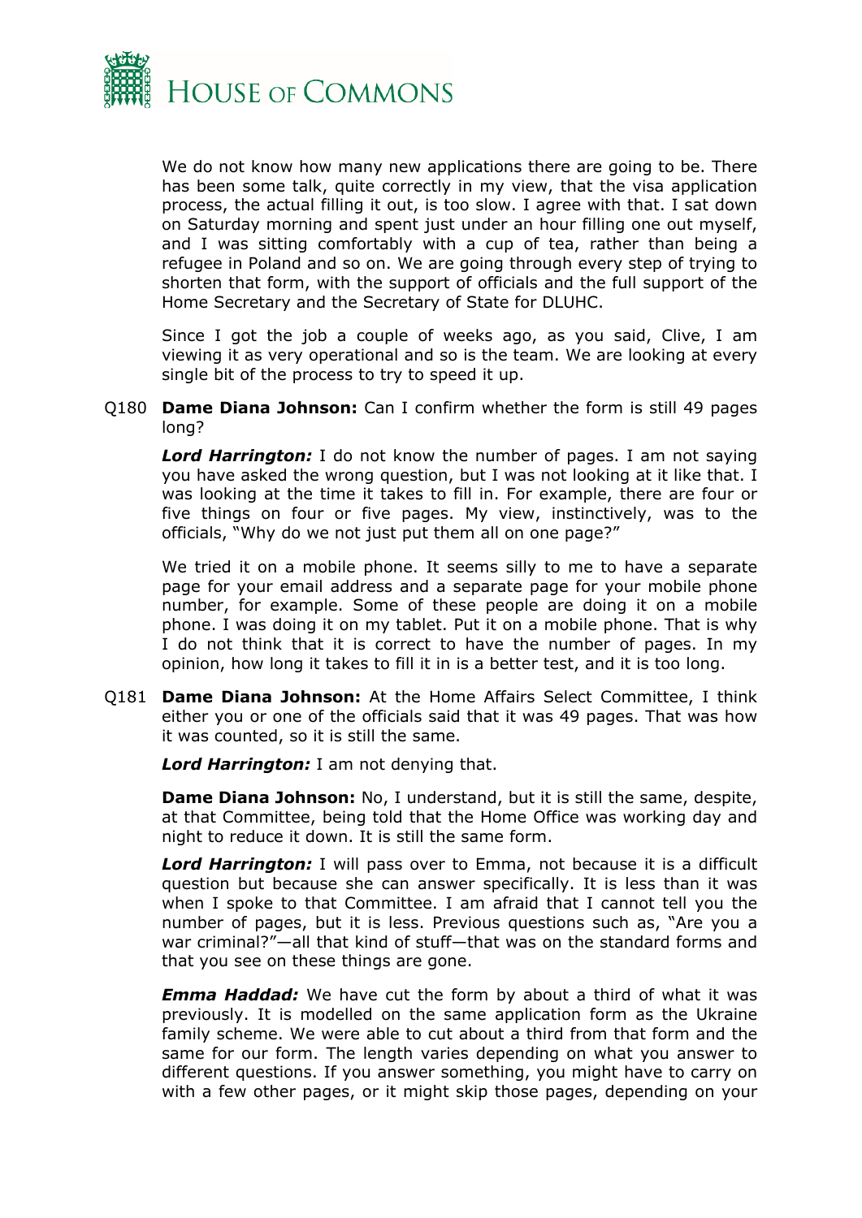We do not know how many new applications there are going to be. There has been some talk, quite correctly in my view, that the visa application process, the actual filling it out, is too slow. I agree with that. I sat down on Saturday morning and spent just under an hour filling one out myself, and I was sitting comfortably with a cup of tea, rather than being a refugee in Poland and so on. We are going through every step of trying to shorten that form, with the support of officials and the full support of the Home Secretary and the Secretary of State for DLUHC.

Since I got the job a couple of weeks ago, as you said, Clive, I am viewing it as very operational and so is the team. We are looking at every single bit of the process to try to speed it up.

Q180 **Dame Diana Johnson:** Can I confirm whether the form is still 49 pages long?

***Lord Harrington:*** I do not know the number of pages. I am not saying you have asked the wrong question, but I was not looking at it like that. I was looking at the time it takes to fill in. For example, there are four or five things on four or five pages. My view, instinctively, was to the officials, "Why do we not just put them all on one page?"

We tried it on a mobile phone. It seems silly to me to have a separate page for your email address and a separate page for your mobile phone number, for example. Some of these people are doing it on a mobile phone. I was doing it on my tablet. Put it on a mobile phone. That is why I do not think that it is correct to have the number of pages. In my opinion, how long it takes to fill it in is a better test, and it is too long.

Q181 **Dame Diana Johnson:** At the Home Affairs Select Committee, I think either you or one of the officials said that it was 49 pages. That was how it was counted, so it is still the same.

***Lord Harrington:*** I am not denying that.

**Dame Diana Johnson:** No, I understand, but it is still the same, despite, at that Committee, being told that the Home Office was working day and night to reduce it down. It is still the same form.

***Lord Harrington:*** I will pass over to Emma, not because it is a difficult question but because she can answer specifically. It is less than it was when I spoke to that Committee. I am afraid that I cannot tell you the number of pages, but it is less. Previous questions such as, "Are you a war criminal?"—all that kind of stuff—that was on the standard forms and that you see on these things are gone.

***Emma Haddad:*** We have cut the form by about a third of what it was previously. It is modelled on the same application form as the Ukraine family scheme. We were able to cut about a third from that form and the same for our form. The length varies depending on what you answer to different questions. If you answer something, you might have to carry on with a few other pages, or it might skip those pages, depending on your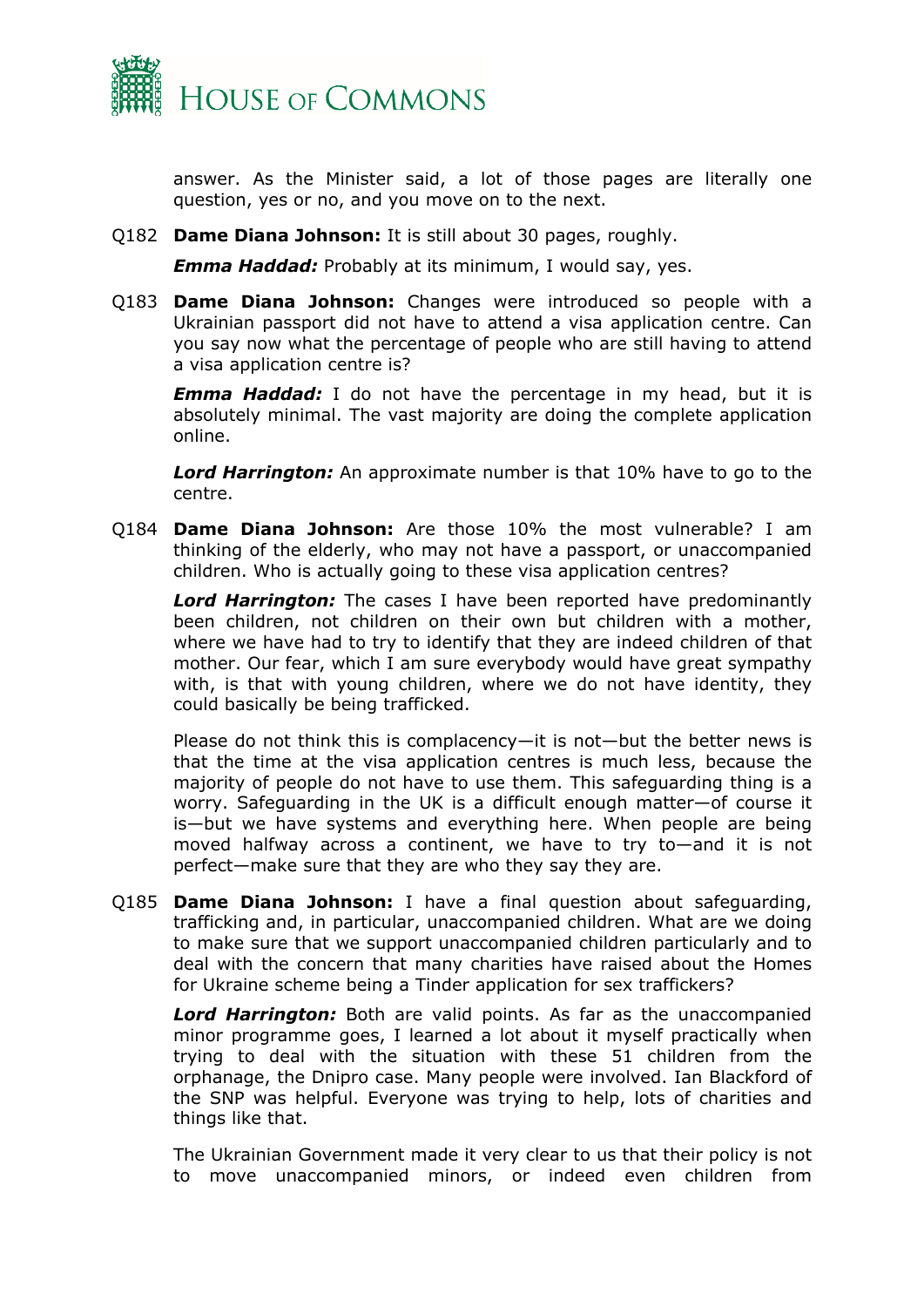answer. As the Minister said, a lot of those pages are literally one question, yes or no, and you move on to the next.

Q182 **Dame Diana Johnson:** It is still about 30 pages, roughly.

***Emma Haddad:*** Probably at its minimum, I would say, yes.

Q183 **Dame Diana Johnson:** Changes were introduced so people with a Ukrainian passport did not have to attend a visa application centre. Can you say now what the percentage of people who are still having to attend a visa application centre is?

***Emma Haddad:*** I do not have the percentage in my head, but it is absolutely minimal. The vast majority are doing the complete application online.

***Lord Harrington:*** An approximate number is that 10% have to go to the centre.

Q184 **Dame Diana Johnson:** Are those 10% the most vulnerable? I am thinking of the elderly, who may not have a passport, or unaccompanied children. Who is actually going to these visa application centres?

***Lord Harrington:*** The cases I have been reported have predominantly been children, not children on their own but children with a mother, where we have had to try to identify that they are indeed children of that mother. Our fear, which I am sure everybody would have great sympathy with, is that with young children, where we do not have identity, they could basically be being trafficked.

Please do not think this is complacency—it is not—but the better news is that the time at the visa application centres is much less, because the majority of people do not have to use them. This safeguarding thing is a worry. Safeguarding in the UK is a difficult enough matter—of course it is—but we have systems and everything here. When people are being moved halfway across a continent, we have to try to—and it is not perfect—make sure that they are who they say they are.

Q185 **Dame Diana Johnson:** I have a final question about safeguarding, trafficking and, in particular, unaccompanied children. What are we doing to make sure that we support unaccompanied children particularly and to deal with the concern that many charities have raised about the Homes for Ukraine scheme being a Tinder application for sex traffickers?

***Lord Harrington:*** Both are valid points. As far as the unaccompanied minor programme goes, I learned a lot about it myself practically when trying to deal with the situation with these 51 children from the orphanage, the Dnipro case. Many people were involved. Ian Blackford of the SNP was helpful. Everyone was trying to help, lots of charities and things like that.

The Ukrainian Government made it very clear to us that their policy is not to move unaccompanied minors, or indeed even children from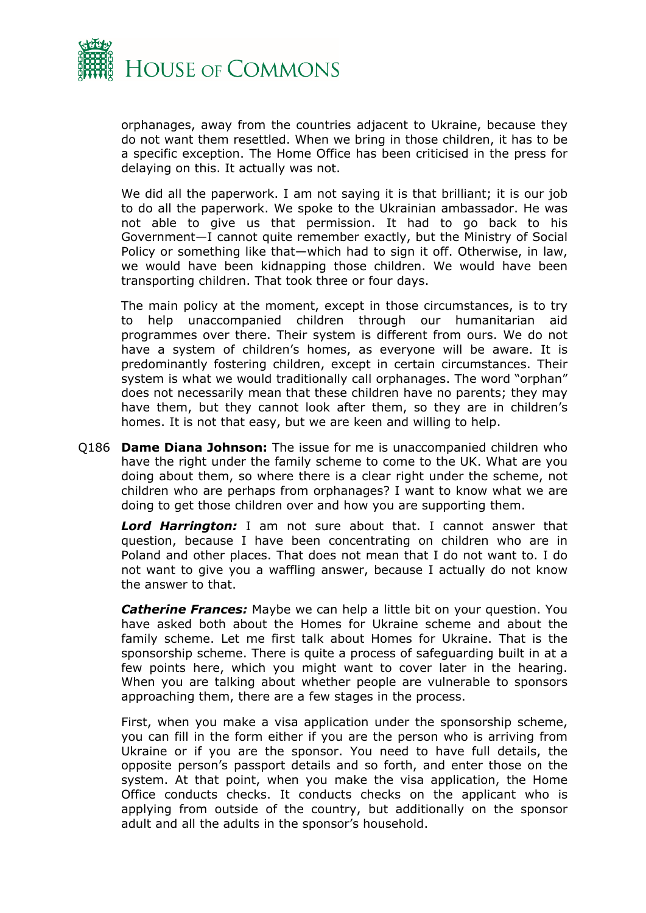orphanages, away from the countries adjacent to Ukraine, because they do not want them resettled. When we bring in those children, it has to be a specific exception. The Home Office has been criticised in the press for delaying on this. It actually was not.

We did all the paperwork. I am not saying it is that brilliant; it is our job to do all the paperwork. We spoke to the Ukrainian ambassador. He was not able to give us that permission. It had to go back to his Government—I cannot quite remember exactly, but the Ministry of Social Policy or something like that—which had to sign it off. Otherwise, in law, we would have been kidnapping those children. We would have been transporting children. That took three or four days.

The main policy at the moment, except in those circumstances, is to try to help unaccompanied children through our humanitarian aid programmes over there. Their system is different from ours. We do not have a system of children's homes, as everyone will be aware. It is predominantly fostering children, except in certain circumstances. Their system is what we would traditionally call orphanages. The word "orphan" does not necessarily mean that these children have no parents; they may have them, but they cannot look after them, so they are in children's homes. It is not that easy, but we are keen and willing to help.

Q186 **Dame Diana Johnson:** The issue for me is unaccompanied children who have the right under the family scheme to come to the UK. What are you doing about them, so where there is a clear right under the scheme, not children who are perhaps from orphanages? I want to know what we are doing to get those children over and how you are supporting them.

***Lord Harrington:*** I am not sure about that. I cannot answer that question, because I have been concentrating on children who are in Poland and other places. That does not mean that I do not want to. I do not want to give you a waffling answer, because I actually do not know the answer to that.

***Catherine Frances:*** Maybe we can help a little bit on your question. You have asked both about the Homes for Ukraine scheme and about the family scheme. Let me first talk about Homes for Ukraine. That is the sponsorship scheme. There is quite a process of safeguarding built in at a few points here, which you might want to cover later in the hearing. When you are talking about whether people are vulnerable to sponsors approaching them, there are a few stages in the process.

First, when you make a visa application under the sponsorship scheme, you can fill in the form either if you are the person who is arriving from Ukraine or if you are the sponsor. You need to have full details, the opposite person's passport details and so forth, and enter those on the system. At that point, when you make the visa application, the Home Office conducts checks. It conducts checks on the applicant who is applying from outside of the country, but additionally on the sponsor adult and all the adults in the sponsor's household.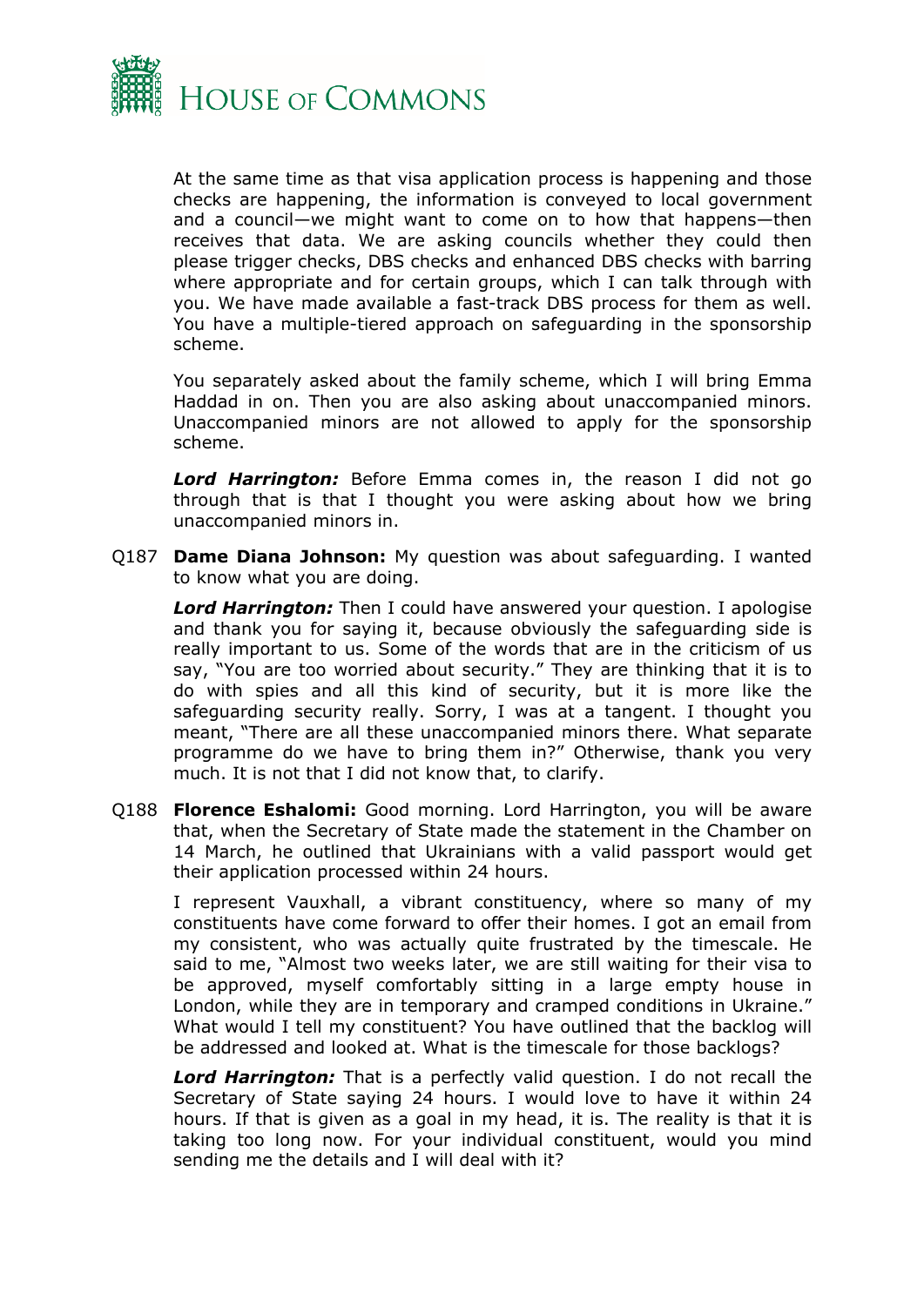At the same time as that visa application process is happening and those checks are happening, the information is conveyed to local government and a council—we might want to come on to how that happens—then receives that data. We are asking councils whether they could then please trigger checks, DBS checks and enhanced DBS checks with barring where appropriate and for certain groups, which I can talk through with you. We have made available a fast-track DBS process for them as well. You have a multiple-tiered approach on safeguarding in the sponsorship scheme.

You separately asked about the family scheme, which I will bring Emma Haddad in on. Then you are also asking about unaccompanied minors. Unaccompanied minors are not allowed to apply for the sponsorship scheme.

***Lord Harrington:*** Before Emma comes in, the reason I did not go through that is that I thought you were asking about how we bring unaccompanied minors in.

Q187 **Dame Diana Johnson:** My question was about safeguarding. I wanted to know what you are doing.

***Lord Harrington:*** Then I could have answered your question. I apologise and thank you for saying it, because obviously the safeguarding side is really important to us. Some of the words that are in the criticism of us say, "You are too worried about security." They are thinking that it is to do with spies and all this kind of security, but it is more like the safeguarding security really. Sorry, I was at a tangent. I thought you meant, "There are all these unaccompanied minors there. What separate programme do we have to bring them in?" Otherwise, thank you very much. It is not that I did not know that, to clarify.

Q188 **Florence Eshalomi:** Good morning. Lord Harrington, you will be aware that, when the Secretary of State made the statement in the Chamber on 14 March, he outlined that Ukrainians with a valid passport would get their application processed within 24 hours.

I represent Vauxhall, a vibrant constituency, where so many of my constituents have come forward to offer their homes. I got an email from my consistent, who was actually quite frustrated by the timescale. He said to me, "Almost two weeks later, we are still waiting for their visa to be approved, myself comfortably sitting in a large empty house in London, while they are in temporary and cramped conditions in Ukraine." What would I tell my constituent? You have outlined that the backlog will be addressed and looked at. What is the timescale for those backlogs?

***Lord Harrington:*** That is a perfectly valid question. I do not recall the Secretary of State saying 24 hours. I would love to have it within 24 hours. If that is given as a goal in my head, it is. The reality is that it is taking too long now. For your individual constituent, would you mind sending me the details and I will deal with it?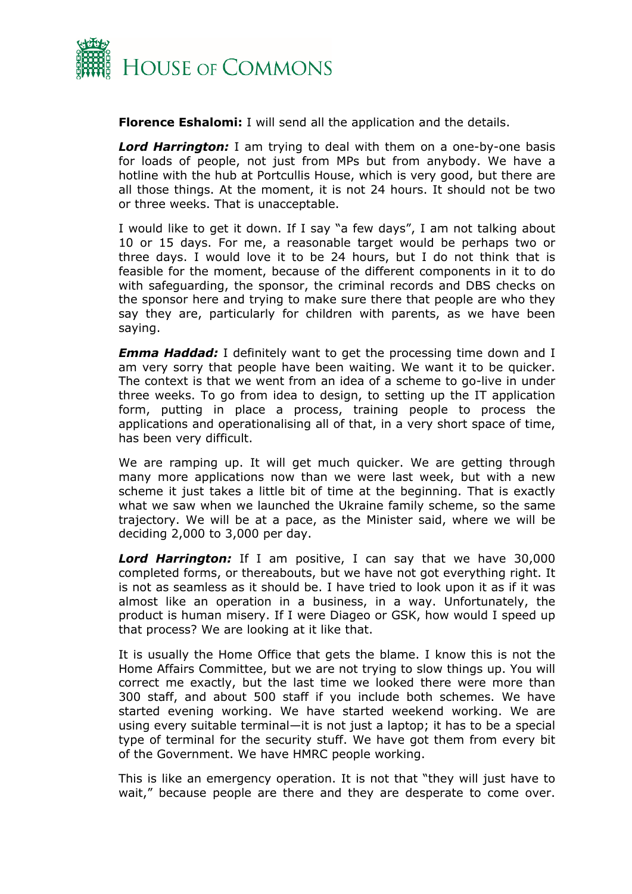**Florence Eshalomi:** I will send all the application and the details.

***Lord Harrington:*** I am trying to deal with them on a one-by-one basis for loads of people, not just from MPs but from anybody. We have a hotline with the hub at Portcullis House, which is very good, but there are all those things. At the moment, it is not 24 hours. It should not be two or three weeks. That is unacceptable.

I would like to get it down. If I say "a few days", I am not talking about 10 or 15 days. For me, a reasonable target would be perhaps two or three days. I would love it to be 24 hours, but I do not think that is feasible for the moment, because of the different components in it to do with safeguarding, the sponsor, the criminal records and DBS checks on the sponsor here and trying to make sure there that people are who they say they are, particularly for children with parents, as we have been saying.

***Emma Haddad:*** I definitely want to get the processing time down and I am very sorry that people have been waiting. We want it to be quicker. The context is that we went from an idea of a scheme to go-live in under three weeks. To go from idea to design, to setting up the IT application form, putting in place a process, training people to process the applications and operationalising all of that, in a very short space of time, has been very difficult.

We are ramping up. It will get much quicker. We are getting through many more applications now than we were last week, but with a new scheme it just takes a little bit of time at the beginning. That is exactly what we saw when we launched the Ukraine family scheme, so the same trajectory. We will be at a pace, as the Minister said, where we will be deciding 2,000 to 3,000 per day.

***Lord Harrington:*** If I am positive, I can say that we have 30,000 completed forms, or thereabouts, but we have not got everything right. It is not as seamless as it should be. I have tried to look upon it as if it was almost like an operation in a business, in a way. Unfortunately, the product is human misery. If I were Diageo or GSK, how would I speed up that process? We are looking at it like that.

It is usually the Home Office that gets the blame. I know this is not the Home Affairs Committee, but we are not trying to slow things up. You will correct me exactly, but the last time we looked there were more than 300 staff, and about 500 staff if you include both schemes. We have started evening working. We have started weekend working. We are using every suitable terminal—it is not just a laptop; it has to be a special type of terminal for the security stuff. We have got them from every bit of the Government. We have HMRC people working.

This is like an emergency operation. It is not that "they will just have to wait," because people are there and they are desperate to come over.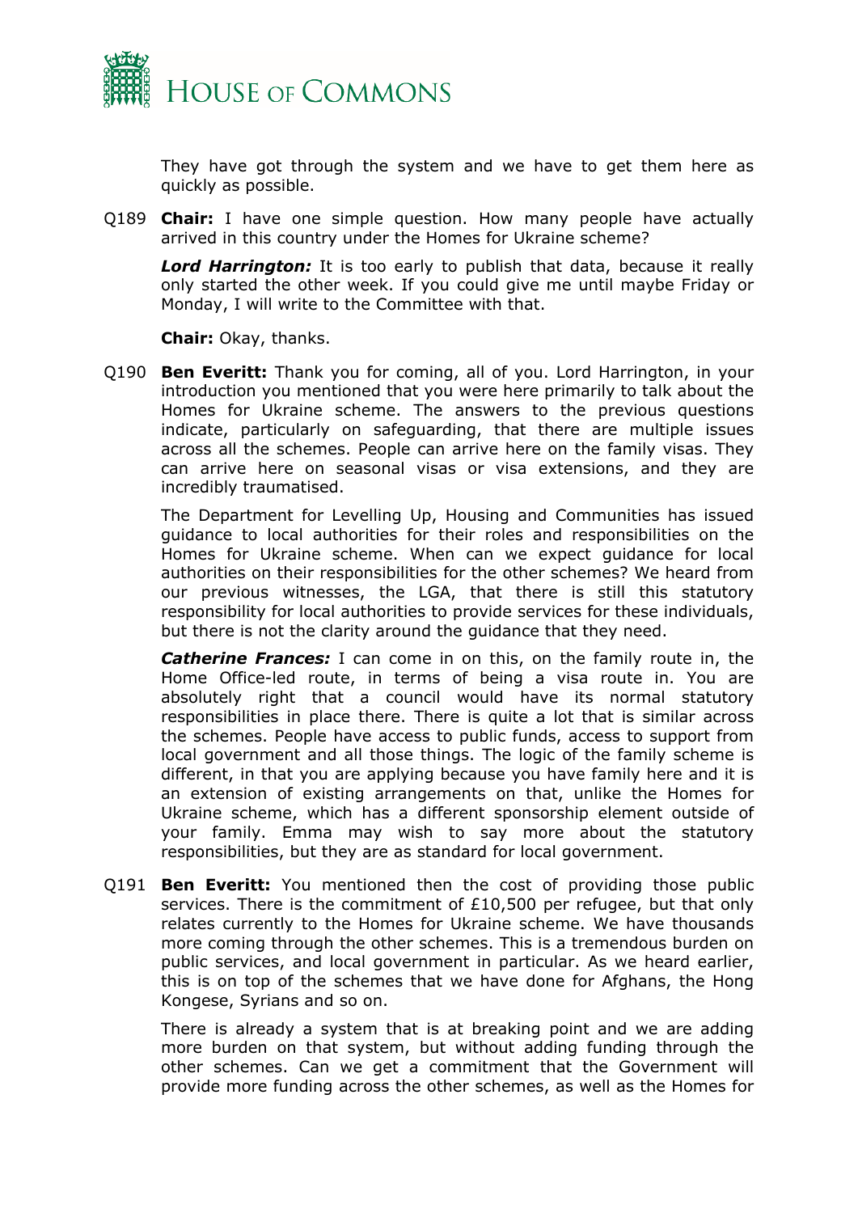They have got through the system and we have to get them here as quickly as possible.

Q189 **Chair:** I have one simple question. How many people have actually arrived in this country under the Homes for Ukraine scheme?

***Lord Harrington:*** It is too early to publish that data, because it really only started the other week. If you could give me until maybe Friday or Monday, I will write to the Committee with that.

**Chair:** Okay, thanks.

Q190 **Ben Everitt:** Thank you for coming, all of you. Lord Harrington, in your introduction you mentioned that you were here primarily to talk about the Homes for Ukraine scheme. The answers to the previous questions indicate, particularly on safeguarding, that there are multiple issues across all the schemes. People can arrive here on the family visas. They can arrive here on seasonal visas or visa extensions, and they are incredibly traumatised.

The Department for Levelling Up, Housing and Communities has issued guidance to local authorities for their roles and responsibilities on the Homes for Ukraine scheme. When can we expect guidance for local authorities on their responsibilities for the other schemes? We heard from our previous witnesses, the LGA, that there is still this statutory responsibility for local authorities to provide services for these individuals, but there is not the clarity around the guidance that they need.

***Catherine Frances:*** I can come in on this, on the family route in, the Home Office-led route, in terms of being a visa route in. You are absolutely right that a council would have its normal statutory responsibilities in place there. There is quite a lot that is similar across the schemes. People have access to public funds, access to support from local government and all those things. The logic of the family scheme is different, in that you are applying because you have family here and it is an extension of existing arrangements on that, unlike the Homes for Ukraine scheme, which has a different sponsorship element outside of your family. Emma may wish to say more about the statutory responsibilities, but they are as standard for local government.

Q191 **Ben Everitt:** You mentioned then the cost of providing those public services. There is the commitment of £10,500 per refugee, but that only relates currently to the Homes for Ukraine scheme. We have thousands more coming through the other schemes. This is a tremendous burden on public services, and local government in particular. As we heard earlier, this is on top of the schemes that we have done for Afghans, the Hong Kongese, Syrians and so on.

There is already a system that is at breaking point and we are adding more burden on that system, but without adding funding through the other schemes. Can we get a commitment that the Government will provide more funding across the other schemes, as well as the Homes for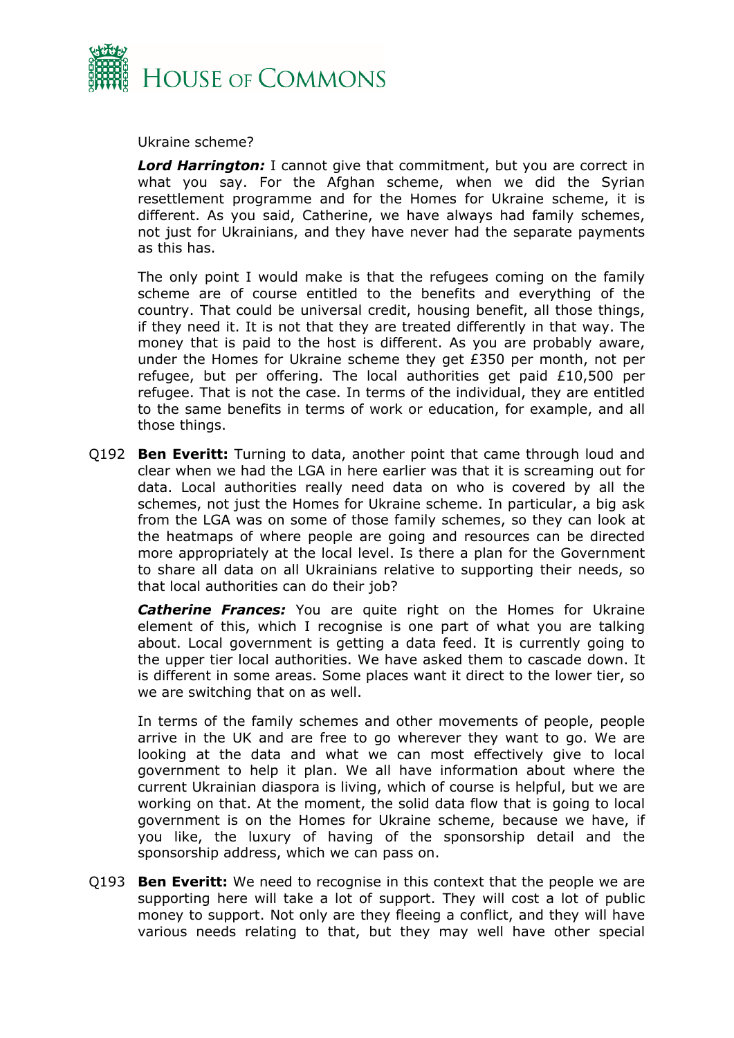Ukraine scheme?

***Lord Harrington:*** I cannot give that commitment, but you are correct in what you say. For the Afghan scheme, when we did the Syrian resettlement programme and for the Homes for Ukraine scheme, it is different. As you said, Catherine, we have always had family schemes, not just for Ukrainians, and they have never had the separate payments as this has.

The only point I would make is that the refugees coming on the family scheme are of course entitled to the benefits and everything of the country. That could be universal credit, housing benefit, all those things, if they need it. It is not that they are treated differently in that way. The money that is paid to the host is different. As you are probably aware, under the Homes for Ukraine scheme they get £350 per month, not per refugee, but per offering. The local authorities get paid £10,500 per refugee. That is not the case. In terms of the individual, they are entitled to the same benefits in terms of work or education, for example, and all those things.

Q192 **Ben Everitt:** Turning to data, another point that came through loud and clear when we had the LGA in here earlier was that it is screaming out for data. Local authorities really need data on who is covered by all the schemes, not just the Homes for Ukraine scheme. In particular, a big ask from the LGA was on some of those family schemes, so they can look at the heatmaps of where people are going and resources can be directed more appropriately at the local level. Is there a plan for the Government to share all data on all Ukrainians relative to supporting their needs, so that local authorities can do their job?

***Catherine Frances:*** You are quite right on the Homes for Ukraine element of this, which I recognise is one part of what you are talking about. Local government is getting a data feed. It is currently going to the upper tier local authorities. We have asked them to cascade down. It is different in some areas. Some places want it direct to the lower tier, so we are switching that on as well.

In terms of the family schemes and other movements of people, people arrive in the UK and are free to go wherever they want to go. We are looking at the data and what we can most effectively give to local government to help it plan. We all have information about where the current Ukrainian diaspora is living, which of course is helpful, but we are working on that. At the moment, the solid data flow that is going to local government is on the Homes for Ukraine scheme, because we have, if you like, the luxury of having of the sponsorship detail and the sponsorship address, which we can pass on.

Q193 **Ben Everitt:** We need to recognise in this context that the people we are supporting here will take a lot of support. They will cost a lot of public money to support. Not only are they fleeing a conflict, and they will have various needs relating to that, but they may well have other special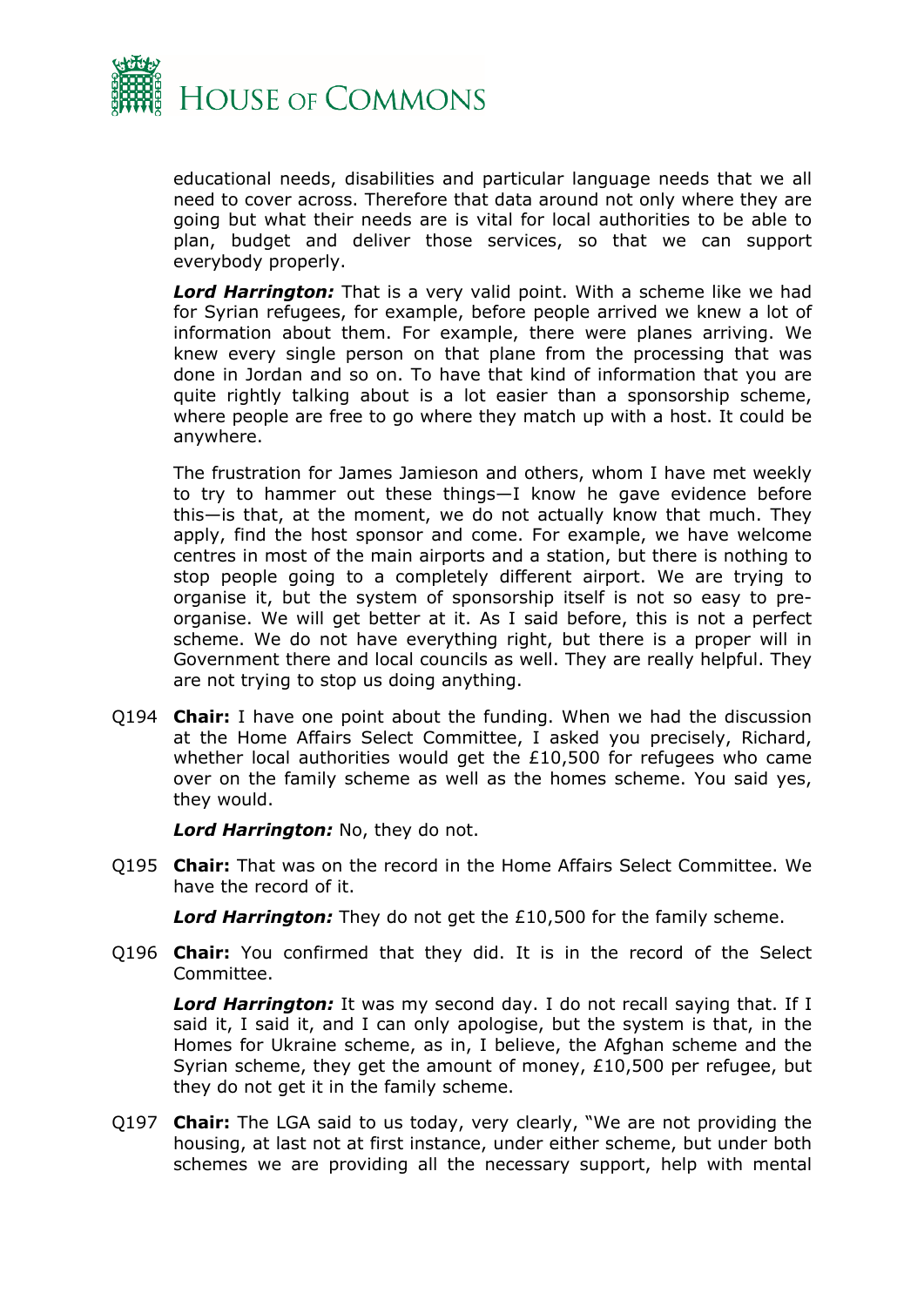educational needs, disabilities and particular language needs that we all need to cover across. Therefore that data around not only where they are going but what their needs are is vital for local authorities to be able to plan, budget and deliver those services, so that we can support everybody properly.

***Lord Harrington:*** That is a very valid point. With a scheme like we had for Syrian refugees, for example, before people arrived we knew a lot of information about them. For example, there were planes arriving. We knew every single person on that plane from the processing that was done in Jordan and so on. To have that kind of information that you are quite rightly talking about is a lot easier than a sponsorship scheme, where people are free to go where they match up with a host. It could be anywhere.

The frustration for James Jamieson and others, whom I have met weekly to try to hammer out these things—I know he gave evidence before this—is that, at the moment, we do not actually know that much. They apply, find the host sponsor and come. For example, we have welcome centres in most of the main airports and a station, but there is nothing to stop people going to a completely different airport. We are trying to organise it, but the system of sponsorship itself is not so easy to pre-organise. We will get better at it. As I said before, this is not a perfect scheme. We do not have everything right, but there is a proper will in Government there and local councils as well. They are really helpful. They are not trying to stop us doing anything.

Q194 **Chair:** I have one point about the funding. When we had the discussion at the Home Affairs Select Committee, I asked you precisely, Richard, whether local authorities would get the £10,500 for refugees who came over on the family scheme as well as the homes scheme. You said yes, they would.

***Lord Harrington:*** No, they do not.

Q195 **Chair:** That was on the record in the Home Affairs Select Committee. We have the record of it.

***Lord Harrington:*** They do not get the £10,500 for the family scheme.

Q196 **Chair:** You confirmed that they did. It is in the record of the Select Committee.

***Lord Harrington:*** It was my second day. I do not recall saying that. If I said it, I said it, and I can only apologise, but the system is that, in the Homes for Ukraine scheme, as in, I believe, the Afghan scheme and the Syrian scheme, they get the amount of money, £10,500 per refugee, but they do not get it in the family scheme.

Q197 **Chair:** The LGA said to us today, very clearly, "We are not providing the housing, at last not at first instance, under either scheme, but under both schemes we are providing all the necessary support, help with mental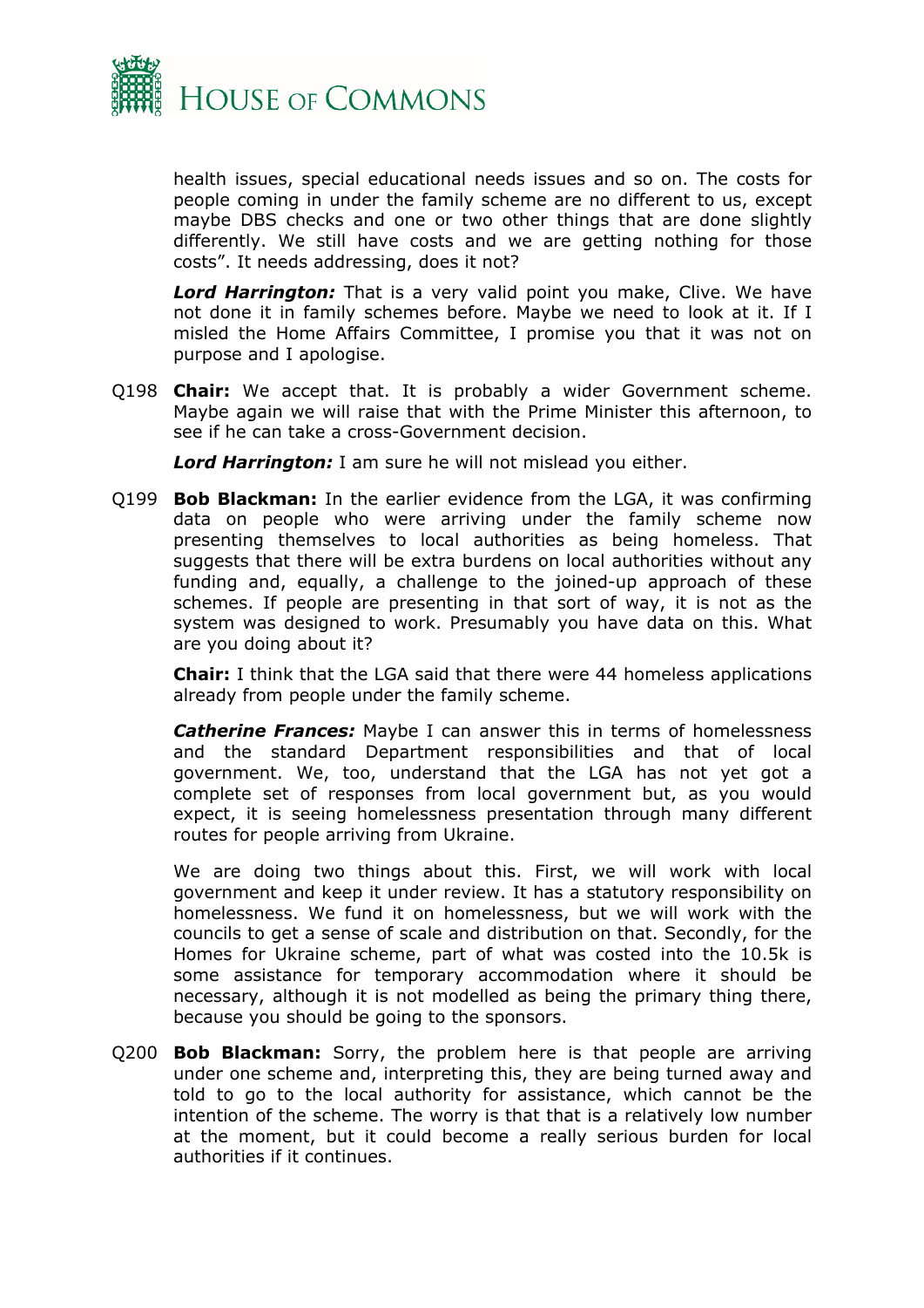health issues, special educational needs issues and so on. The costs for people coming in under the family scheme are no different to us, except maybe DBS checks and one or two other things that are done slightly differently. We still have costs and we are getting nothing for those costs". It needs addressing, does it not?

***Lord Harrington:*** That is a very valid point you make, Clive. We have not done it in family schemes before. Maybe we need to look at it. If I misled the Home Affairs Committee, I promise you that it was not on purpose and I apologise.

Q198 **Chair:** We accept that. It is probably a wider Government scheme. Maybe again we will raise that with the Prime Minister this afternoon, to see if he can take a cross-Government decision.

***Lord Harrington:*** I am sure he will not mislead you either.

Q199 **Bob Blackman:** In the earlier evidence from the LGA, it was confirming data on people who were arriving under the family scheme now presenting themselves to local authorities as being homeless. That suggests that there will be extra burdens on local authorities without any funding and, equally, a challenge to the joined-up approach of these schemes. If people are presenting in that sort of way, it is not as the system was designed to work. Presumably you have data on this. What are you doing about it?

**Chair:** I think that the LGA said that there were 44 homeless applications already from people under the family scheme.

***Catherine Frances:*** Maybe I can answer this in terms of homelessness and the standard Department responsibilities and that of local government. We, too, understand that the LGA has not yet got a complete set of responses from local government but, as you would expect, it is seeing homelessness presentation through many different routes for people arriving from Ukraine.

We are doing two things about this. First, we will work with local government and keep it under review. It has a statutory responsibility on homelessness. We fund it on homelessness, but we will work with the councils to get a sense of scale and distribution on that. Secondly, for the Homes for Ukraine scheme, part of what was costed into the 10.5k is some assistance for temporary accommodation where it should be necessary, although it is not modelled as being the primary thing there, because you should be going to the sponsors.

Q200 **Bob Blackman:** Sorry, the problem here is that people are arriving under one scheme and, interpreting this, they are being turned away and told to go to the local authority for assistance, which cannot be the intention of the scheme. The worry is that that is a relatively low number at the moment, but it could become a really serious burden for local authorities if it continues.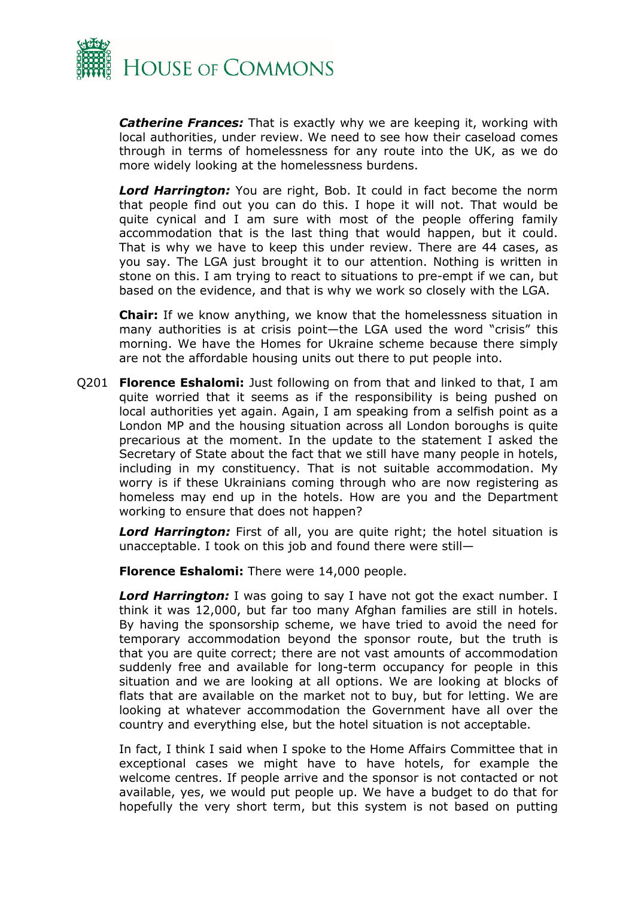***Catherine Frances:*** That is exactly why we are keeping it, working with local authorities, under review. We need to see how their caseload comes through in terms of homelessness for any route into the UK, as we do more widely looking at the homelessness burdens.

***Lord Harrington:*** You are right, Bob. It could in fact become the norm that people find out you can do this. I hope it will not. That would be quite cynical and I am sure with most of the people offering family accommodation that is the last thing that would happen, but it could. That is why we have to keep this under review. There are 44 cases, as you say. The LGA just brought it to our attention. Nothing is written in stone on this. I am trying to react to situations to pre-empt if we can, but based on the evidence, and that is why we work so closely with the LGA.

**Chair:** If we know anything, we know that the homelessness situation in many authorities is at crisis point—the LGA used the word "crisis" this morning. We have the Homes for Ukraine scheme because there simply are not the affordable housing units out there to put people into.

Q201 **Florence Eshalomi:** Just following on from that and linked to that, I am quite worried that it seems as if the responsibility is being pushed on local authorities yet again. Again, I am speaking from a selfish point as a London MP and the housing situation across all London boroughs is quite precarious at the moment. In the update to the statement I asked the Secretary of State about the fact that we still have many people in hotels, including in my constituency. That is not suitable accommodation. My worry is if these Ukrainians coming through who are now registering as homeless may end up in the hotels. How are you and the Department working to ensure that does not happen?

***Lord Harrington:*** First of all, you are quite right; the hotel situation is unacceptable. I took on this job and found there were still—

**Florence Eshalomi:** There were 14,000 people.

***Lord Harrington:*** I was going to say I have not got the exact number. I think it was 12,000, but far too many Afghan families are still in hotels. By having the sponsorship scheme, we have tried to avoid the need for temporary accommodation beyond the sponsor route, but the truth is that you are quite correct; there are not vast amounts of accommodation suddenly free and available for long-term occupancy for people in this situation and we are looking at all options. We are looking at blocks of flats that are available on the market not to buy, but for letting. We are looking at whatever accommodation the Government have all over the country and everything else, but the hotel situation is not acceptable.

In fact, I think I said when I spoke to the Home Affairs Committee that in exceptional cases we might have to have hotels, for example the welcome centres. If people arrive and the sponsor is not contacted or not available, yes, we would put people up. We have a budget to do that for hopefully the very short term, but this system is not based on putting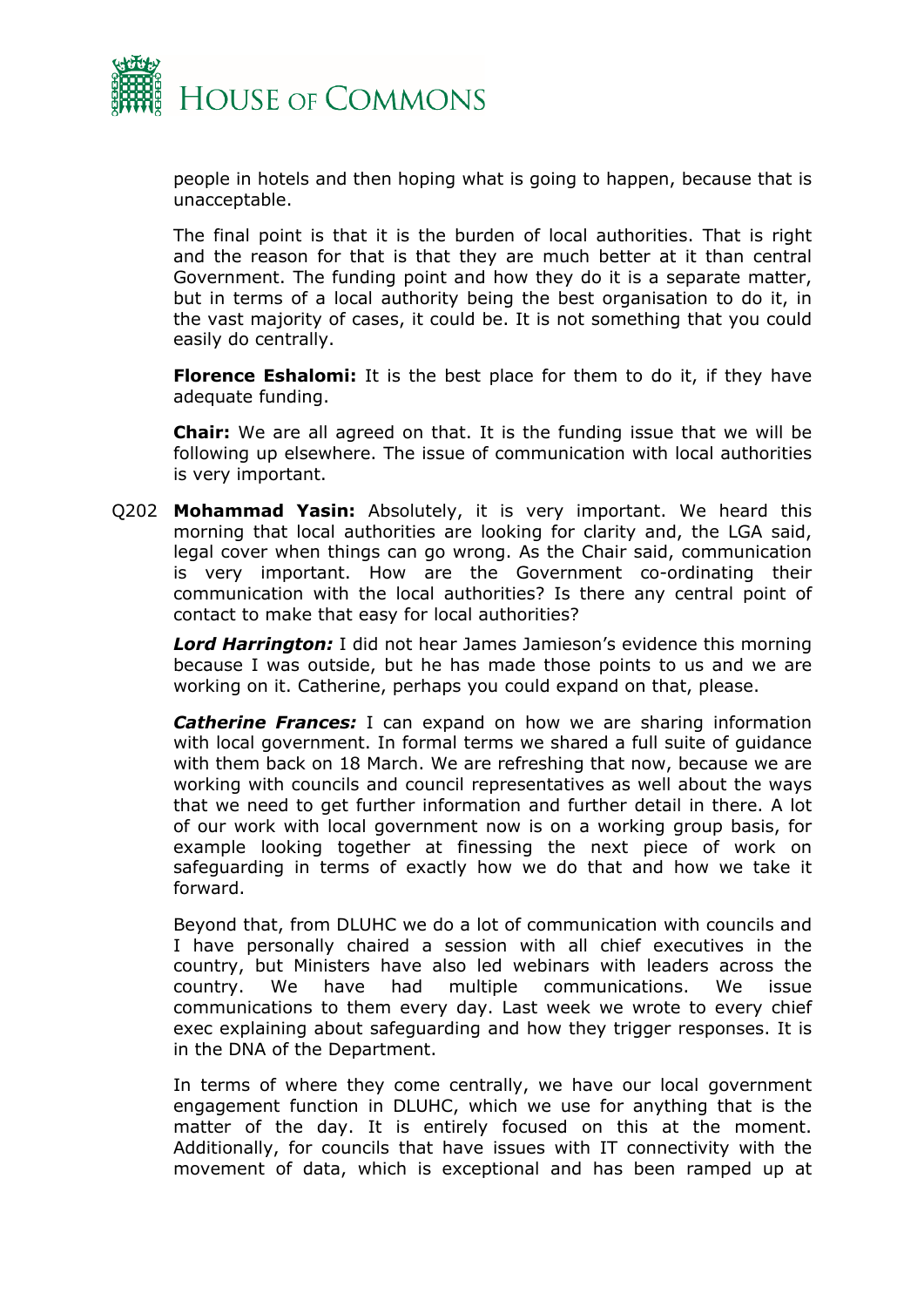people in hotels and then hoping what is going to happen, because that is unacceptable.

The final point is that it is the burden of local authorities. That is right and the reason for that is that they are much better at it than central Government. The funding point and how they do it is a separate matter, but in terms of a local authority being the best organisation to do it, in the vast majority of cases, it could be. It is not something that you could easily do centrally.

**Florence Eshalomi:** It is the best place for them to do it, if they have adequate funding.

**Chair:** We are all agreed on that. It is the funding issue that we will be following up elsewhere. The issue of communication with local authorities is very important.

Q202 **Mohammad Yasin:** Absolutely, it is very important. We heard this morning that local authorities are looking for clarity and, the LGA said, legal cover when things can go wrong. As the Chair said, communication is very important. How are the Government co-ordinating their communication with the local authorities? Is there any central point of contact to make that easy for local authorities?

***Lord Harrington:*** I did not hear James Jamieson's evidence this morning because I was outside, but he has made those points to us and we are working on it. Catherine, perhaps you could expand on that, please.

***Catherine Frances:*** I can expand on how we are sharing information with local government. In formal terms we shared a full suite of guidance with them back on 18 March. We are refreshing that now, because we are working with councils and council representatives as well about the ways that we need to get further information and further detail in there. A lot of our work with local government now is on a working group basis, for example looking together at finessing the next piece of work on safeguarding in terms of exactly how we do that and how we take it forward.

Beyond that, from DLUHC we do a lot of communication with councils and I have personally chaired a session with all chief executives in the country, but Ministers have also led webinars with leaders across the country. We have had multiple communications. We issue communications to them every day. Last week we wrote to every chief exec explaining about safeguarding and how they trigger responses. It is in the DNA of the Department.

In terms of where they come centrally, we have our local government engagement function in DLUHC, which we use for anything that is the matter of the day. It is entirely focused on this at the moment. Additionally, for councils that have issues with IT connectivity with the movement of data, which is exceptional and has been ramped up at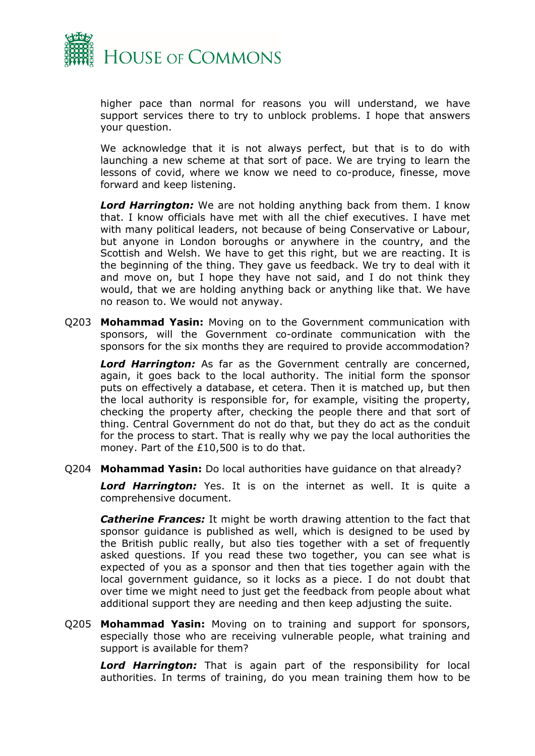higher pace than normal for reasons you will understand, we have support services there to try to unblock problems. I hope that answers your question.

We acknowledge that it is not always perfect, but that is to do with launching a new scheme at that sort of pace. We are trying to learn the lessons of covid, where we know we need to co-produce, finesse, move forward and keep listening.

***Lord Harrington:*** We are not holding anything back from them. I know that. I know officials have met with all the chief executives. I have met with many political leaders, not because of being Conservative or Labour, but anyone in London boroughs or anywhere in the country, and the Scottish and Welsh. We have to get this right, but we are reacting. It is the beginning of the thing. They gave us feedback. We try to deal with it and move on, but I hope they have not said, and I do not think they would, that we are holding anything back or anything like that. We have no reason to. We would not anyway.

Q203 **Mohammad Yasin:** Moving on to the Government communication with sponsors, will the Government co-ordinate communication with the sponsors for the six months they are required to provide accommodation?

***Lord Harrington:*** As far as the Government centrally are concerned, again, it goes back to the local authority. The initial form the sponsor puts on effectively a database, et cetera. Then it is matched up, but then the local authority is responsible for, for example, visiting the property, checking the property after, checking the people there and that sort of thing. Central Government do not do that, but they do act as the conduit for the process to start. That is really why we pay the local authorities the money. Part of the £10,500 is to do that.

Q204 **Mohammad Yasin:** Do local authorities have guidance on that already?

***Lord Harrington:*** Yes. It is on the internet as well. It is quite a comprehensive document.

***Catherine Frances:*** It might be worth drawing attention to the fact that sponsor guidance is published as well, which is designed to be used by the British public really, but also ties together with a set of frequently asked questions. If you read these two together, you can see what is expected of you as a sponsor and then that ties together again with the local government guidance, so it locks as a piece. I do not doubt that over time we might need to just get the feedback from people about what additional support they are needing and then keep adjusting the suite.

Q205 **Mohammad Yasin:** Moving on to training and support for sponsors, especially those who are receiving vulnerable people, what training and support is available for them?

***Lord Harrington:*** That is again part of the responsibility for local authorities. In terms of training, do you mean training them how to be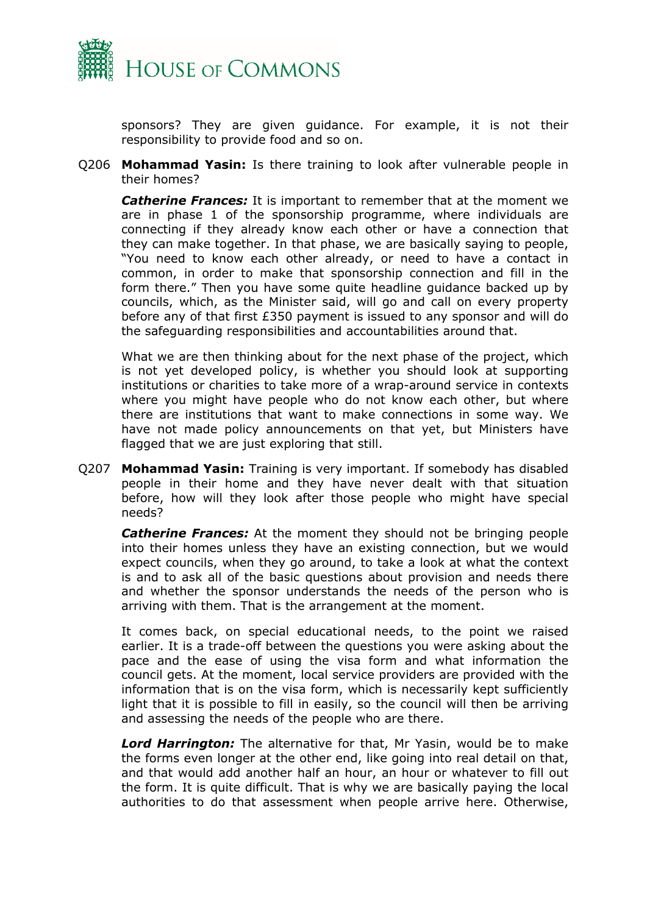sponsors? They are given guidance. For example, it is not their responsibility to provide food and so on.

Q206 **Mohammad Yasin:** Is there training to look after vulnerable people in their homes?

***Catherine Frances:*** It is important to remember that at the moment we are in phase 1 of the sponsorship programme, where individuals are connecting if they already know each other or have a connection that they can make together. In that phase, we are basically saying to people, "You need to know each other already, or need to have a contact in common, in order to make that sponsorship connection and fill in the form there." Then you have some quite headline guidance backed up by councils, which, as the Minister said, will go and call on every property before any of that first £350 payment is issued to any sponsor and will do the safeguarding responsibilities and accountabilities around that.

What we are then thinking about for the next phase of the project, which is not yet developed policy, is whether you should look at supporting institutions or charities to take more of a wrap-around service in contexts where you might have people who do not know each other, but where there are institutions that want to make connections in some way. We have not made policy announcements on that yet, but Ministers have flagged that we are just exploring that still.

Q207 **Mohammad Yasin:** Training is very important. If somebody has disabled people in their home and they have never dealt with that situation before, how will they look after those people who might have special needs?

***Catherine Frances:*** At the moment they should not be bringing people into their homes unless they have an existing connection, but we would expect councils, when they go around, to take a look at what the context is and to ask all of the basic questions about provision and needs there and whether the sponsor understands the needs of the person who is arriving with them. That is the arrangement at the moment.

It comes back, on special educational needs, to the point we raised earlier. It is a trade-off between the questions you were asking about the pace and the ease of using the visa form and what information the council gets. At the moment, local service providers are provided with the information that is on the visa form, which is necessarily kept sufficiently light that it is possible to fill in easily, so the council will then be arriving and assessing the needs of the people who are there.

***Lord Harrington:*** The alternative for that, Mr Yasin, would be to make the forms even longer at the other end, like going into real detail on that, and that would add another half an hour, an hour or whatever to fill out the form. It is quite difficult. That is why we are basically paying the local authorities to do that assessment when people arrive here. Otherwise,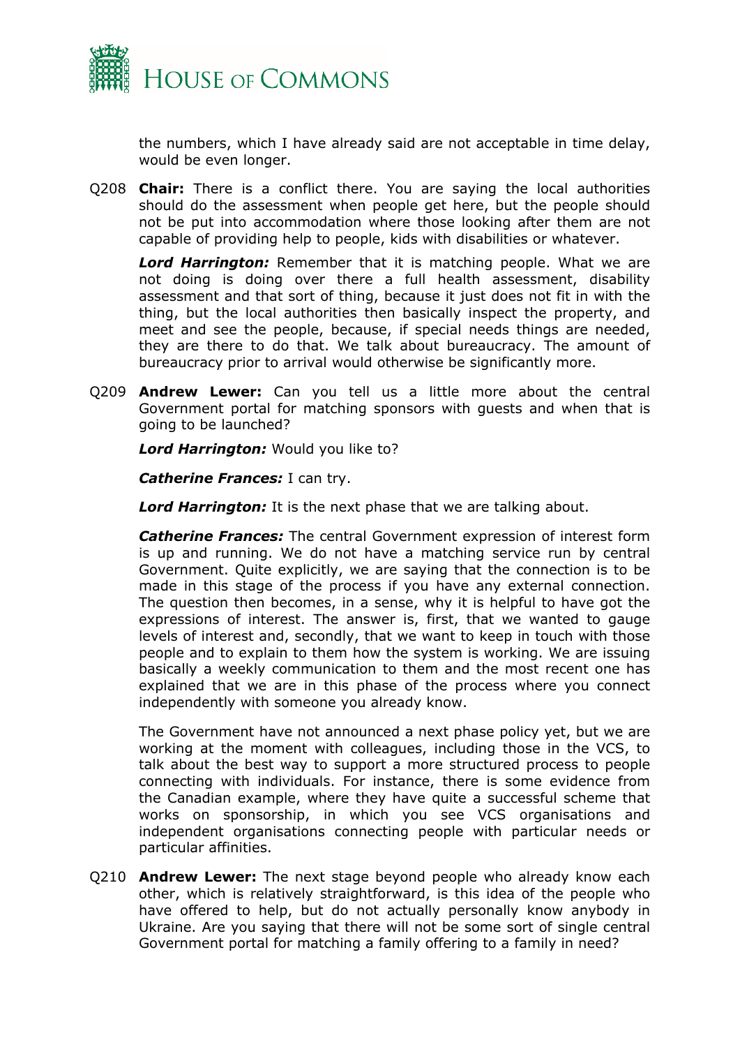the numbers, which I have already said are not acceptable in time delay, would be even longer.

Q208 **Chair:** There is a conflict there. You are saying the local authorities should do the assessment when people get here, but the people should not be put into accommodation where those looking after them are not capable of providing help to people, kids with disabilities or whatever.

***Lord Harrington:*** Remember that it is matching people. What we are not doing is doing over there a full health assessment, disability assessment and that sort of thing, because it just does not fit in with the thing, but the local authorities then basically inspect the property, and meet and see the people, because, if special needs things are needed, they are there to do that. We talk about bureaucracy. The amount of bureaucracy prior to arrival would otherwise be significantly more.

Q209 **Andrew Lewer:** Can you tell us a little more about the central Government portal for matching sponsors with guests and when that is going to be launched?

***Lord Harrington:*** Would you like to?

***Catherine Frances:*** I can try.

***Lord Harrington:*** It is the next phase that we are talking about.

***Catherine Frances:*** The central Government expression of interest form is up and running. We do not have a matching service run by central Government. Quite explicitly, we are saying that the connection is to be made in this stage of the process if you have any external connection. The question then becomes, in a sense, why it is helpful to have got the expressions of interest. The answer is, first, that we wanted to gauge levels of interest and, secondly, that we want to keep in touch with those people and to explain to them how the system is working. We are issuing basically a weekly communication to them and the most recent one has explained that we are in this phase of the process where you connect independently with someone you already know.

The Government have not announced a next phase policy yet, but we are working at the moment with colleagues, including those in the VCS, to talk about the best way to support a more structured process to people connecting with individuals. For instance, there is some evidence from the Canadian example, where they have quite a successful scheme that works on sponsorship, in which you see VCS organisations and independent organisations connecting people with particular needs or particular affinities.

Q210 **Andrew Lewer:** The next stage beyond people who already know each other, which is relatively straightforward, is this idea of the people who have offered to help, but do not actually personally know anybody in Ukraine. Are you saying that there will not be some sort of single central Government portal for matching a family offering to a family in need?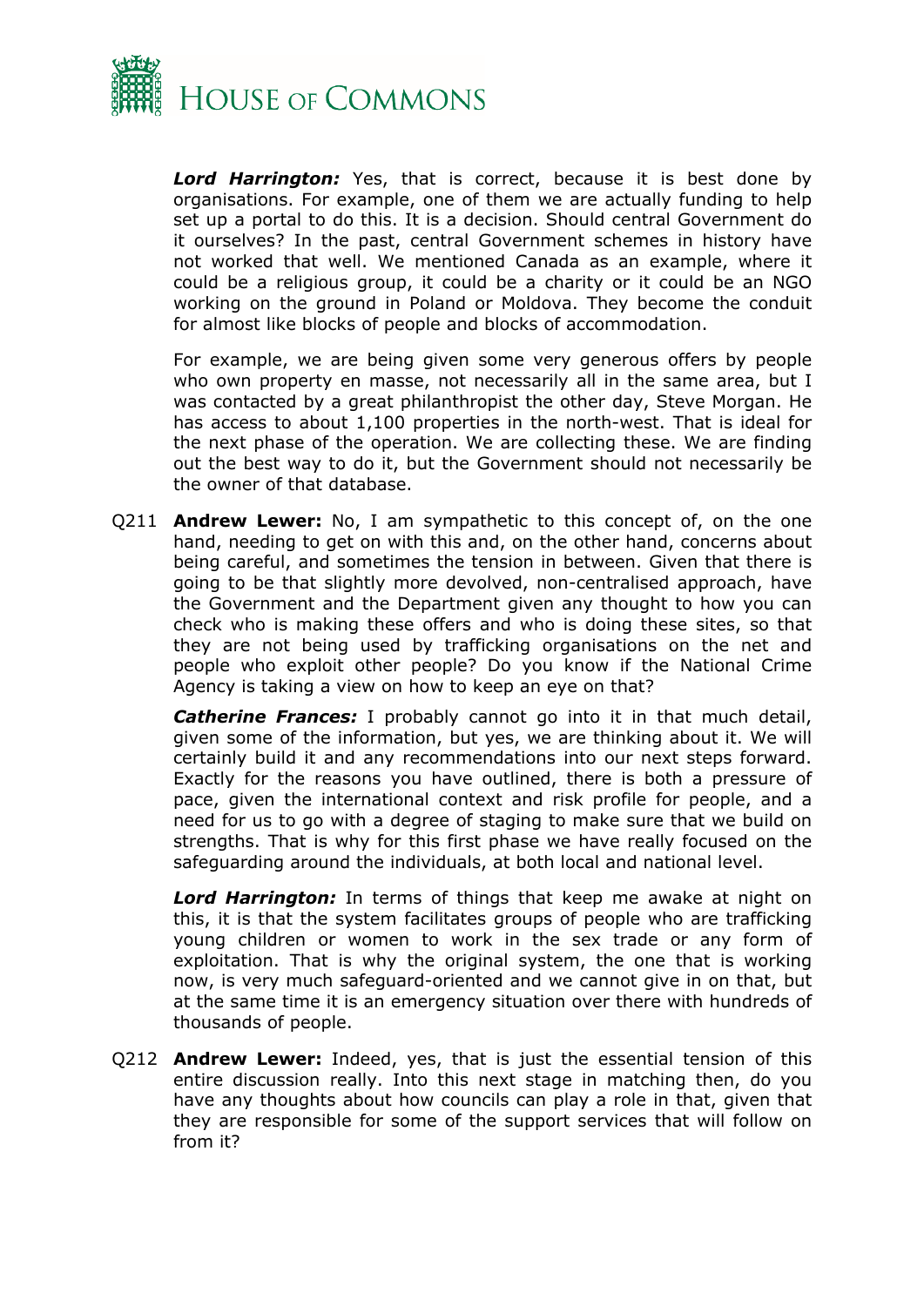***Lord Harrington:*** Yes, that is correct, because it is best done by organisations. For example, one of them we are actually funding to help set up a portal to do this. It is a decision. Should central Government do it ourselves? In the past, central Government schemes in history have not worked that well. We mentioned Canada as an example, where it could be a religious group, it could be a charity or it could be an NGO working on the ground in Poland or Moldova. They become the conduit for almost like blocks of people and blocks of accommodation.

For example, we are being given some very generous offers by people who own property en masse, not necessarily all in the same area, but I was contacted by a great philanthropist the other day, Steve Morgan. He has access to about 1,100 properties in the north-west. That is ideal for the next phase of the operation. We are collecting these. We are finding out the best way to do it, but the Government should not necessarily be the owner of that database.

Q211 **Andrew Lewer:** No, I am sympathetic to this concept of, on the one hand, needing to get on with this and, on the other hand, concerns about being careful, and sometimes the tension in between. Given that there is going to be that slightly more devolved, non-centralised approach, have the Government and the Department given any thought to how you can check who is making these offers and who is doing these sites, so that they are not being used by trafficking organisations on the net and people who exploit other people? Do you know if the National Crime Agency is taking a view on how to keep an eye on that?

***Catherine Frances:*** I probably cannot go into it in that much detail, given some of the information, but yes, we are thinking about it. We will certainly build it and any recommendations into our next steps forward. Exactly for the reasons you have outlined, there is both a pressure of pace, given the international context and risk profile for people, and a need for us to go with a degree of staging to make sure that we build on strengths. That is why for this first phase we have really focused on the safeguarding around the individuals, at both local and national level.

***Lord Harrington:*** In terms of things that keep me awake at night on this, it is that the system facilitates groups of people who are trafficking young children or women to work in the sex trade or any form of exploitation. That is why the original system, the one that is working now, is very much safeguard-oriented and we cannot give in on that, but at the same time it is an emergency situation over there with hundreds of thousands of people.

Q212 **Andrew Lewer:** Indeed, yes, that is just the essential tension of this entire discussion really. Into this next stage in matching then, do you have any thoughts about how councils can play a role in that, given that they are responsible for some of the support services that will follow on from it?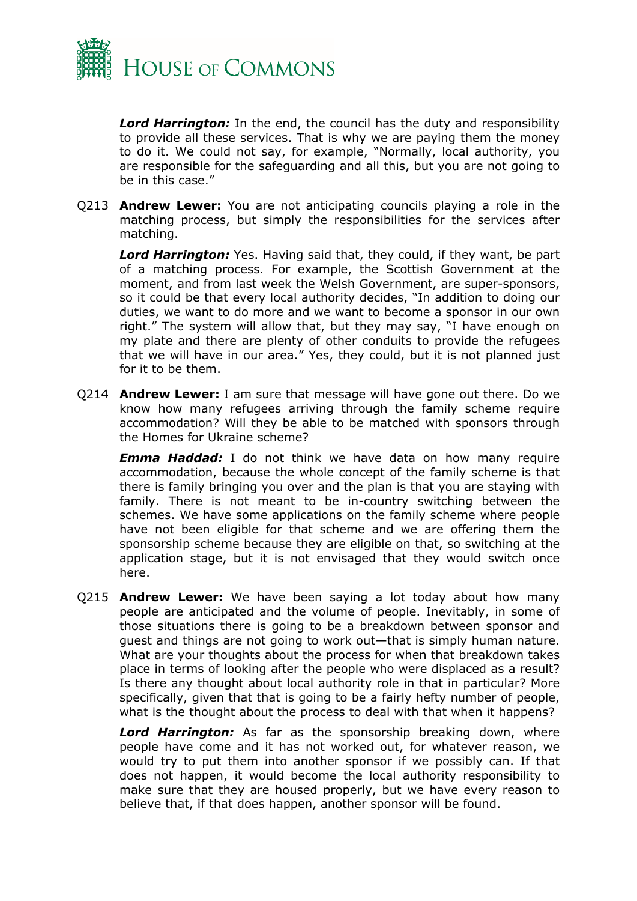***Lord Harrington:*** In the end, the council has the duty and responsibility to provide all these services. That is why we are paying them the money to do it. We could not say, for example, "Normally, local authority, you are responsible for the safeguarding and all this, but you are not going to be in this case."

Q213 **Andrew Lewer:** You are not anticipating councils playing a role in the matching process, but simply the responsibilities for the services after matching.

***Lord Harrington:*** Yes. Having said that, they could, if they want, be part of a matching process. For example, the Scottish Government at the moment, and from last week the Welsh Government, are super-sponsors, so it could be that every local authority decides, "In addition to doing our duties, we want to do more and we want to become a sponsor in our own right." The system will allow that, but they may say, "I have enough on my plate and there are plenty of other conduits to provide the refugees that we will have in our area." Yes, they could, but it is not planned just for it to be them.

Q214 **Andrew Lewer:** I am sure that message will have gone out there. Do we know how many refugees arriving through the family scheme require accommodation? Will they be able to be matched with sponsors through the Homes for Ukraine scheme?

***Emma Haddad:*** I do not think we have data on how many require accommodation, because the whole concept of the family scheme is that there is family bringing you over and the plan is that you are staying with family. There is not meant to be in-country switching between the schemes. We have some applications on the family scheme where people have not been eligible for that scheme and we are offering them the sponsorship scheme because they are eligible on that, so switching at the application stage, but it is not envisaged that they would switch once here.

Q215 **Andrew Lewer:** We have been saying a lot today about how many people are anticipated and the volume of people. Inevitably, in some of those situations there is going to be a breakdown between sponsor and guest and things are not going to work out—that is simply human nature. What are your thoughts about the process for when that breakdown takes place in terms of looking after the people who were displaced as a result? Is there any thought about local authority role in that in particular? More specifically, given that that is going to be a fairly hefty number of people, what is the thought about the process to deal with that when it happens?

***Lord Harrington:*** As far as the sponsorship breaking down, where people have come and it has not worked out, for whatever reason, we would try to put them into another sponsor if we possibly can. If that does not happen, it would become the local authority responsibility to make sure that they are housed properly, but we have every reason to believe that, if that does happen, another sponsor will be found.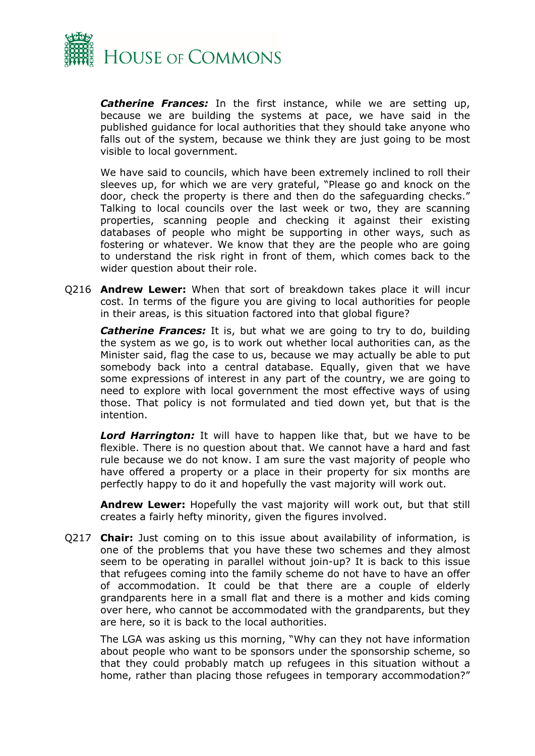***Catherine Frances:*** In the first instance, while we are setting up, because we are building the systems at pace, we have said in the published guidance for local authorities that they should take anyone who falls out of the system, because we think they are just going to be most visible to local government.

We have said to councils, which have been extremely inclined to roll their sleeves up, for which we are very grateful, "Please go and knock on the door, check the property is there and then do the safeguarding checks." Talking to local councils over the last week or two, they are scanning properties, scanning people and checking it against their existing databases of people who might be supporting in other ways, such as fostering or whatever. We know that they are the people who are going to understand the risk right in front of them, which comes back to the wider question about their role.

Q216 **Andrew Lewer:** When that sort of breakdown takes place it will incur cost. In terms of the figure you are giving to local authorities for people in their areas, is this situation factored into that global figure?

***Catherine Frances:*** It is, but what we are going to try to do, building the system as we go, is to work out whether local authorities can, as the Minister said, flag the case to us, because we may actually be able to put somebody back into a central database. Equally, given that we have some expressions of interest in any part of the country, we are going to need to explore with local government the most effective ways of using those. That policy is not formulated and tied down yet, but that is the intention.

***Lord Harrington:*** It will have to happen like that, but we have to be flexible. There is no question about that. We cannot have a hard and fast rule because we do not know. I am sure the vast majority of people who have offered a property or a place in their property for six months are perfectly happy to do it and hopefully the vast majority will work out.

**Andrew Lewer:** Hopefully the vast majority will work out, but that still creates a fairly hefty minority, given the figures involved.

Q217 **Chair:** Just coming on to this issue about availability of information, is one of the problems that you have these two schemes and they almost seem to be operating in parallel without join-up? It is back to this issue that refugees coming into the family scheme do not have to have an offer of accommodation. It could be that there are a couple of elderly grandparents here in a small flat and there is a mother and kids coming over here, who cannot be accommodated with the grandparents, but they are here, so it is back to the local authorities.

The LGA was asking us this morning, "Why can they not have information about people who want to be sponsors under the sponsorship scheme, so that they could probably match up refugees in this situation without a home, rather than placing those refugees in temporary accommodation?"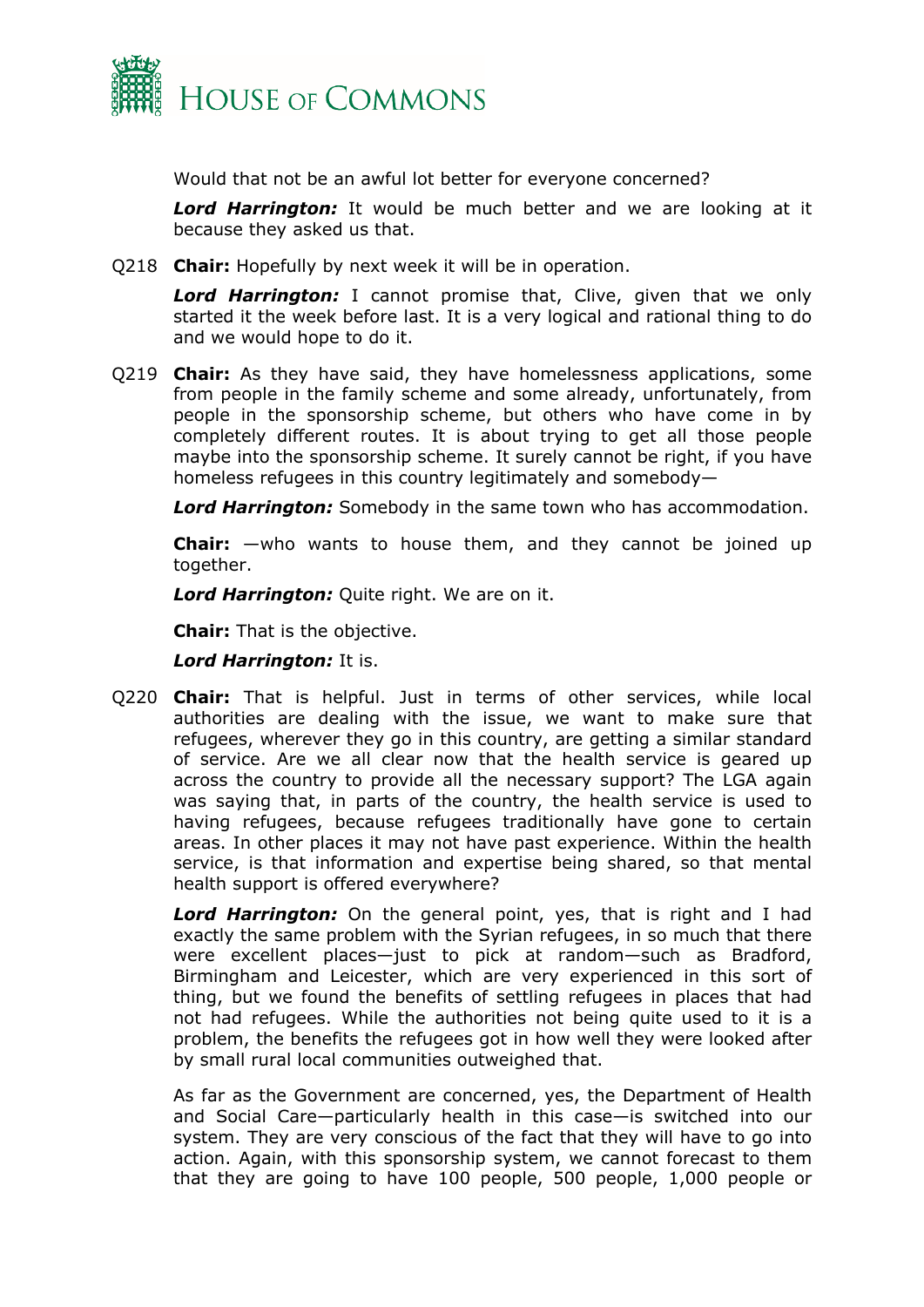Would that not be an awful lot better for everyone concerned?

***Lord Harrington:*** It would be much better and we are looking at it because they asked us that.

Q218 **Chair:** Hopefully by next week it will be in operation.

***Lord Harrington:*** I cannot promise that, Clive, given that we only started it the week before last. It is a very logical and rational thing to do and we would hope to do it.

Q219 **Chair:** As they have said, they have homelessness applications, some from people in the family scheme and some already, unfortunately, from people in the sponsorship scheme, but others who have come in by completely different routes. It is about trying to get all those people maybe into the sponsorship scheme. It surely cannot be right, if you have homeless refugees in this country legitimately and somebody—

***Lord Harrington:*** Somebody in the same town who has accommodation.

**Chair:** —who wants to house them, and they cannot be joined up together.

***Lord Harrington:*** Quite right. We are on it.

**Chair:** That is the objective.

***Lord Harrington:*** It is.

Q220 **Chair:** That is helpful. Just in terms of other services, while local authorities are dealing with the issue, we want to make sure that refugees, wherever they go in this country, are getting a similar standard of service. Are we all clear now that the health service is geared up across the country to provide all the necessary support? The LGA again was saying that, in parts of the country, the health service is used to having refugees, because refugees traditionally have gone to certain areas. In other places it may not have past experience. Within the health service, is that information and expertise being shared, so that mental health support is offered everywhere?

***Lord Harrington:*** On the general point, yes, that is right and I had exactly the same problem with the Syrian refugees, in so much that there were excellent places—just to pick at random—such as Bradford, Birmingham and Leicester, which are very experienced in this sort of thing, but we found the benefits of settling refugees in places that had not had refugees. While the authorities not being quite used to it is a problem, the benefits the refugees got in how well they were looked after by small rural local communities outweighed that.

As far as the Government are concerned, yes, the Department of Health and Social Care—particularly health in this case—is switched into our system. They are very conscious of the fact that they will have to go into action. Again, with this sponsorship system, we cannot forecast to them that they are going to have 100 people, 500 people, 1,000 people or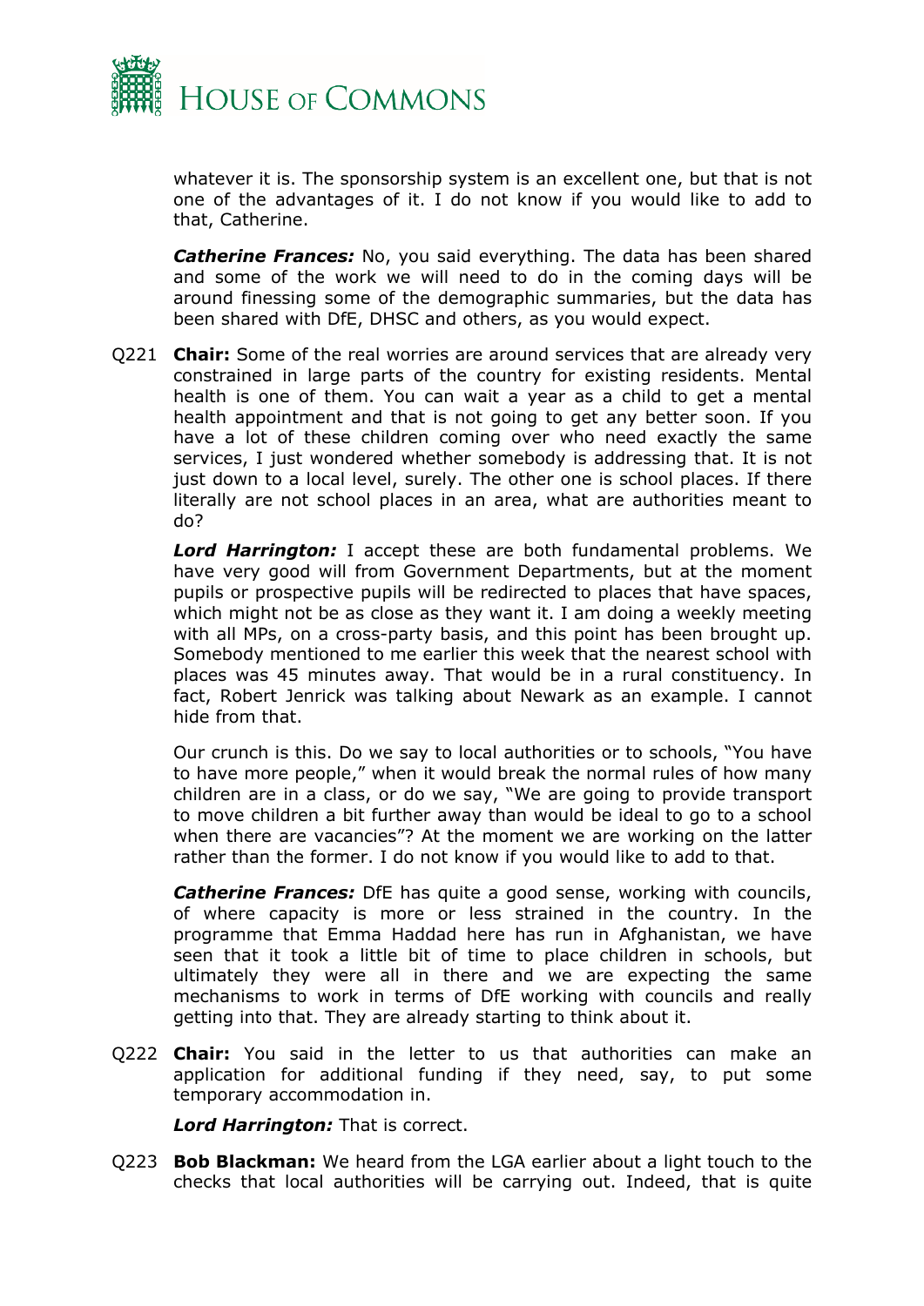whatever it is. The sponsorship system is an excellent one, but that is not one of the advantages of it. I do not know if you would like to add to that, Catherine.

***Catherine Frances:*** No, you said everything. The data has been shared and some of the work we will need to do in the coming days will be around finessing some of the demographic summaries, but the data has been shared with DfE, DHSC and others, as you would expect.

Q221 **Chair:** Some of the real worries are around services that are already very constrained in large parts of the country for existing residents. Mental health is one of them. You can wait a year as a child to get a mental health appointment and that is not going to get any better soon. If you have a lot of these children coming over who need exactly the same services, I just wondered whether somebody is addressing that. It is not just down to a local level, surely. The other one is school places. If there literally are not school places in an area, what are authorities meant to do?

***Lord Harrington:*** I accept these are both fundamental problems. We have very good will from Government Departments, but at the moment pupils or prospective pupils will be redirected to places that have spaces, which might not be as close as they want it. I am doing a weekly meeting with all MPs, on a cross-party basis, and this point has been brought up. Somebody mentioned to me earlier this week that the nearest school with places was 45 minutes away. That would be in a rural constituency. In fact, Robert Jenrick was talking about Newark as an example. I cannot hide from that.

Our crunch is this. Do we say to local authorities or to schools, "You have to have more people," when it would break the normal rules of how many children are in a class, or do we say, "We are going to provide transport to move children a bit further away than would be ideal to go to a school when there are vacancies"? At the moment we are working on the latter rather than the former. I do not know if you would like to add to that.

***Catherine Frances:*** DfE has quite a good sense, working with councils, of where capacity is more or less strained in the country. In the programme that Emma Haddad here has run in Afghanistan, we have seen that it took a little bit of time to place children in schools, but ultimately they were all in there and we are expecting the same mechanisms to work in terms of DfE working with councils and really getting into that. They are already starting to think about it.

Q222 **Chair:** You said in the letter to us that authorities can make an application for additional funding if they need, say, to put some temporary accommodation in.

***Lord Harrington:*** That is correct.

Q223 **Bob Blackman:** We heard from the LGA earlier about a light touch to the checks that local authorities will be carrying out. Indeed, that is quite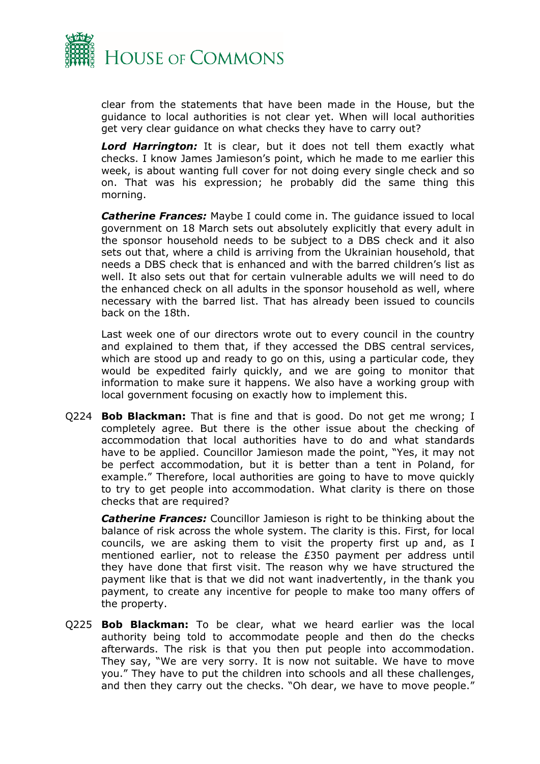clear from the statements that have been made in the House, but the guidance to local authorities is not clear yet. When will local authorities get very clear guidance on what checks they have to carry out?

***Lord Harrington:*** It is clear, but it does not tell them exactly what checks. I know James Jamieson's point, which he made to me earlier this week, is about wanting full cover for not doing every single check and so on. That was his expression; he probably did the same thing this morning.

***Catherine Frances:*** Maybe I could come in. The guidance issued to local government on 18 March sets out absolutely explicitly that every adult in the sponsor household needs to be subject to a DBS check and it also sets out that, where a child is arriving from the Ukrainian household, that needs a DBS check that is enhanced and with the barred children's list as well. It also sets out that for certain vulnerable adults we will need to do the enhanced check on all adults in the sponsor household as well, where necessary with the barred list. That has already been issued to councils back on the 18th.

Last week one of our directors wrote out to every council in the country and explained to them that, if they accessed the DBS central services, which are stood up and ready to go on this, using a particular code, they would be expedited fairly quickly, and we are going to monitor that information to make sure it happens. We also have a working group with local government focusing on exactly how to implement this.

Q224 **Bob Blackman:** That is fine and that is good. Do not get me wrong; I completely agree. But there is the other issue about the checking of accommodation that local authorities have to do and what standards have to be applied. Councillor Jamieson made the point, "Yes, it may not be perfect accommodation, but it is better than a tent in Poland, for example." Therefore, local authorities are going to have to move quickly to try to get people into accommodation. What clarity is there on those checks that are required?

***Catherine Frances:*** Councillor Jamieson is right to be thinking about the balance of risk across the whole system. The clarity is this. First, for local councils, we are asking them to visit the property first up and, as I mentioned earlier, not to release the £350 payment per address until they have done that first visit. The reason why we have structured the payment like that is that we did not want inadvertently, in the thank you payment, to create any incentive for people to make too many offers of the property.

Q225 **Bob Blackman:** To be clear, what we heard earlier was the local authority being told to accommodate people and then do the checks afterwards. The risk is that you then put people into accommodation. They say, "We are very sorry. It is now not suitable. We have to move you." They have to put the children into schools and all these challenges, and then they carry out the checks. "Oh dear, we have to move people."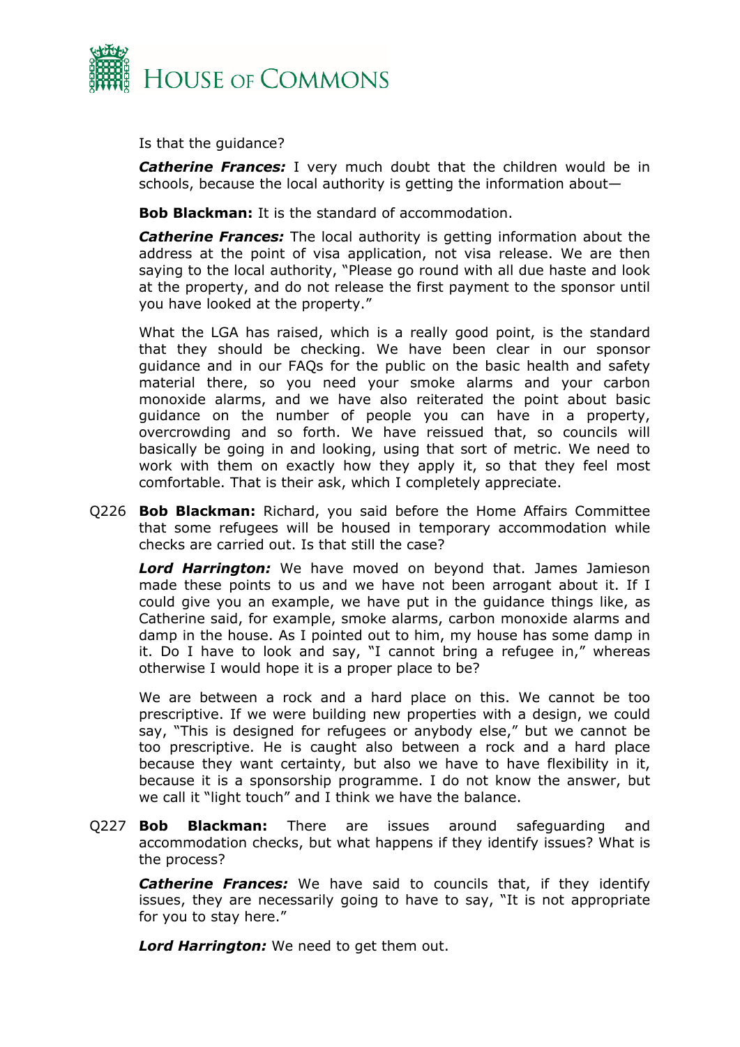Is that the guidance?

***Catherine Frances:*** I very much doubt that the children would be in schools, because the local authority is getting the information about—

**Bob Blackman:** It is the standard of accommodation.

***Catherine Frances:*** The local authority is getting information about the address at the point of visa application, not visa release. We are then saying to the local authority, "Please go round with all due haste and look at the property, and do not release the first payment to the sponsor until you have looked at the property."

What the LGA has raised, which is a really good point, is the standard that they should be checking. We have been clear in our sponsor guidance and in our FAQs for the public on the basic health and safety material there, so you need your smoke alarms and your carbon monoxide alarms, and we have also reiterated the point about basic guidance on the number of people you can have in a property, overcrowding and so forth. We have reissued that, so councils will basically be going in and looking, using that sort of metric. We need to work with them on exactly how they apply it, so that they feel most comfortable. That is their ask, which I completely appreciate.

Q226 **Bob Blackman:** Richard, you said before the Home Affairs Committee that some refugees will be housed in temporary accommodation while checks are carried out. Is that still the case?

***Lord Harrington:*** We have moved on beyond that. James Jamieson made these points to us and we have not been arrogant about it. If I could give you an example, we have put in the guidance things like, as Catherine said, for example, smoke alarms, carbon monoxide alarms and damp in the house. As I pointed out to him, my house has some damp in it. Do I have to look and say, "I cannot bring a refugee in," whereas otherwise I would hope it is a proper place to be?

We are between a rock and a hard place on this. We cannot be too prescriptive. If we were building new properties with a design, we could say, "This is designed for refugees or anybody else," but we cannot be too prescriptive. He is caught also between a rock and a hard place because they want certainty, but also we have to have flexibility in it, because it is a sponsorship programme. I do not know the answer, but we call it "light touch" and I think we have the balance.

Q227 **Bob Blackman:** There are issues around safeguarding and accommodation checks, but what happens if they identify issues? What is the process?

***Catherine Frances:*** We have said to councils that, if they identify issues, they are necessarily going to have to say, "It is not appropriate for you to stay here."

***Lord Harrington:*** We need to get them out.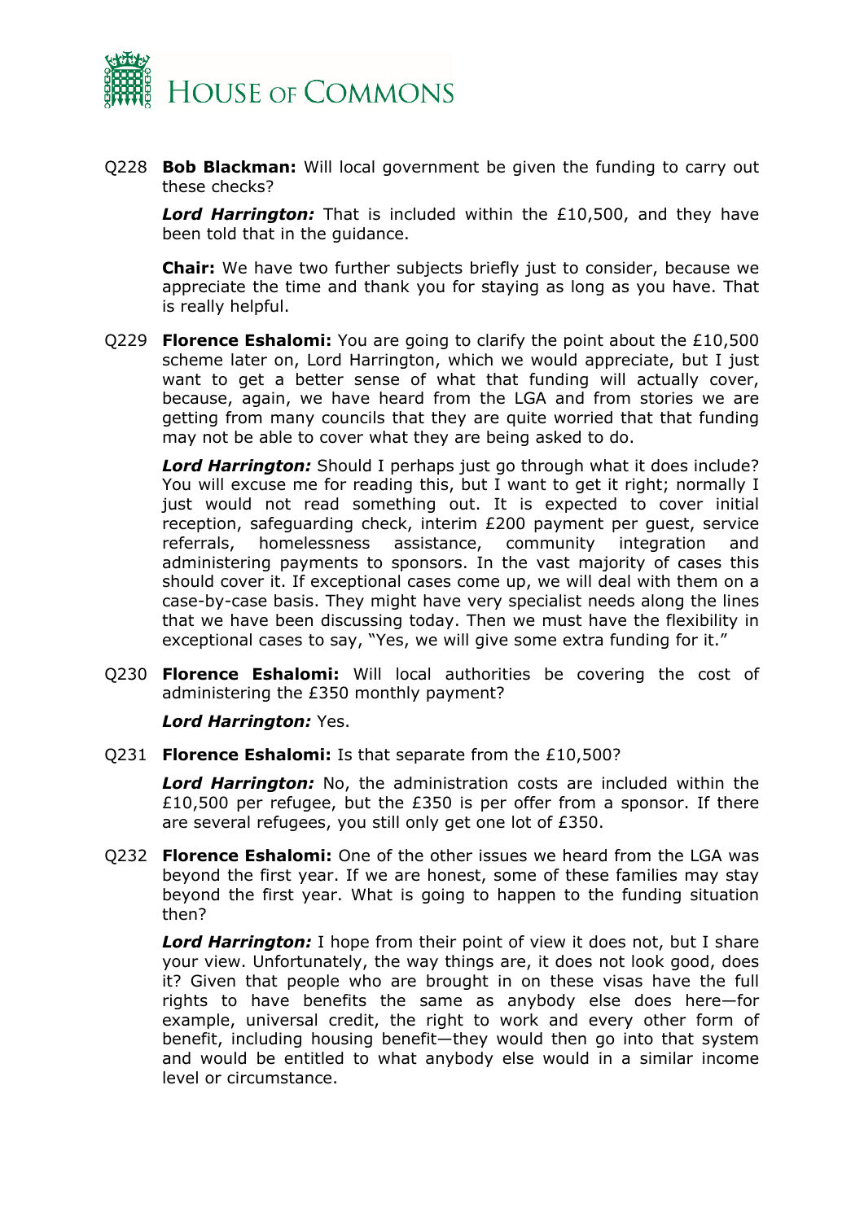Q228 **Bob Blackman:** Will local government be given the funding to carry out these checks?

***Lord Harrington:*** That is included within the £10,500, and they have been told that in the guidance.

**Chair:** We have two further subjects briefly just to consider, because we appreciate the time and thank you for staying as long as you have. That is really helpful.

Q229 **Florence Eshalomi:** You are going to clarify the point about the £10,500 scheme later on, Lord Harrington, which we would appreciate, but I just want to get a better sense of what that funding will actually cover, because, again, we have heard from the LGA and from stories we are getting from many councils that they are quite worried that that funding may not be able to cover what they are being asked to do.

***Lord Harrington:*** Should I perhaps just go through what it does include? You will excuse me for reading this, but I want to get it right; normally I just would not read something out. It is expected to cover initial reception, safeguarding check, interim £200 payment per guest, service referrals, homelessness assistance, community integration and administering payments to sponsors. In the vast majority of cases this should cover it. If exceptional cases come up, we will deal with them on a case-by-case basis. They might have very specialist needs along the lines that we have been discussing today. Then we must have the flexibility in exceptional cases to say, "Yes, we will give some extra funding for it."

Q230 **Florence Eshalomi:** Will local authorities be covering the cost of administering the £350 monthly payment?

***Lord Harrington:*** Yes.

Q231 **Florence Eshalomi:** Is that separate from the £10,500?

***Lord Harrington:*** No, the administration costs are included within the £10,500 per refugee, but the £350 is per offer from a sponsor. If there are several refugees, you still only get one lot of £350.

Q232 **Florence Eshalomi:** One of the other issues we heard from the LGA was beyond the first year. If we are honest, some of these families may stay beyond the first year. What is going to happen to the funding situation then?

***Lord Harrington:*** I hope from their point of view it does not, but I share your view. Unfortunately, the way things are, it does not look good, does it? Given that people who are brought in on these visas have the full rights to have benefits the same as anybody else does here—for example, universal credit, the right to work and every other form of benefit, including housing benefit—they would then go into that system and would be entitled to what anybody else would in a similar income level or circumstance.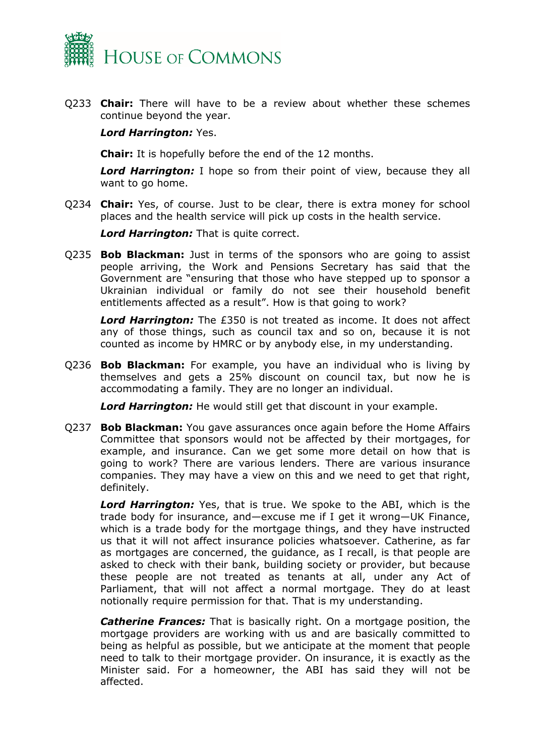Q233 **Chair:** There will have to be a review about whether these schemes continue beyond the year.

***Lord Harrington:*** Yes.

**Chair:** It is hopefully before the end of the 12 months.

***Lord Harrington:*** I hope so from their point of view, because they all want to go home.

Q234 **Chair:** Yes, of course. Just to be clear, there is extra money for school places and the health service will pick up costs in the health service.

***Lord Harrington:*** That is quite correct.

Q235 **Bob Blackman:** Just in terms of the sponsors who are going to assist people arriving, the Work and Pensions Secretary has said that the Government are "ensuring that those who have stepped up to sponsor a Ukrainian individual or family do not see their household benefit entitlements affected as a result". How is that going to work?

***Lord Harrington:*** The £350 is not treated as income. It does not affect any of those things, such as council tax and so on, because it is not counted as income by HMRC or by anybody else, in my understanding.

Q236 **Bob Blackman:** For example, you have an individual who is living by themselves and gets a 25% discount on council tax, but now he is accommodating a family. They are no longer an individual.

***Lord Harrington:*** He would still get that discount in your example.

Q237 **Bob Blackman:** You gave assurances once again before the Home Affairs Committee that sponsors would not be affected by their mortgages, for example, and insurance. Can we get some more detail on how that is going to work? There are various lenders. There are various insurance companies. They may have a view on this and we need to get that right, definitely.

***Lord Harrington:*** Yes, that is true. We spoke to the ABI, which is the trade body for insurance, and—excuse me if I get it wrong—UK Finance, which is a trade body for the mortgage things, and they have instructed us that it will not affect insurance policies whatsoever. Catherine, as far as mortgages are concerned, the guidance, as I recall, is that people are asked to check with their bank, building society or provider, but because these people are not treated as tenants at all, under any Act of Parliament, that will not affect a normal mortgage. They do at least notionally require permission for that. That is my understanding.

***Catherine Frances:*** That is basically right. On a mortgage position, the mortgage providers are working with us and are basically committed to being as helpful as possible, but we anticipate at the moment that people need to talk to their mortgage provider. On insurance, it is exactly as the Minister said. For a homeowner, the ABI has said they will not be affected.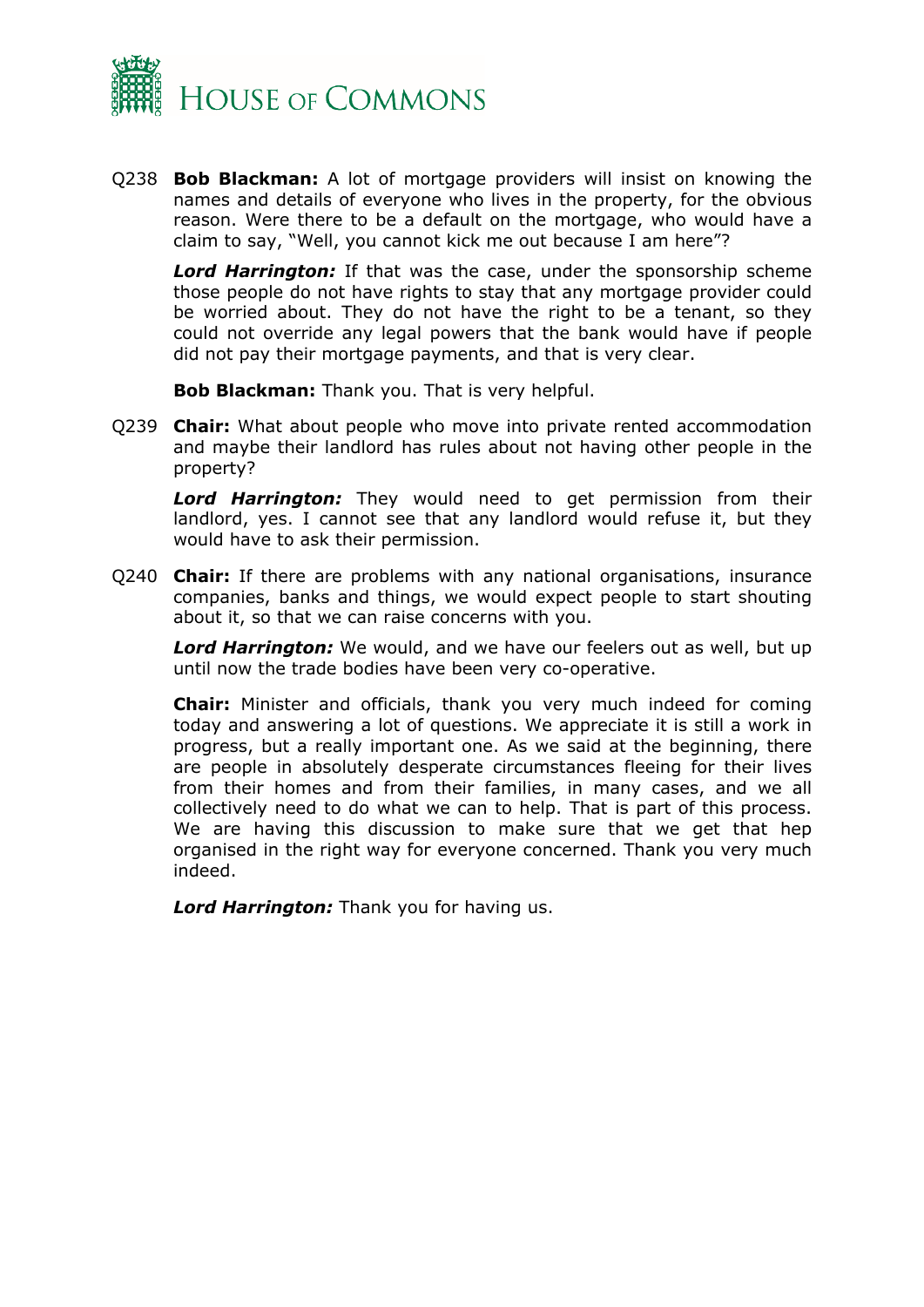Q238 **Bob Blackman:** A lot of mortgage providers will insist on knowing the names and details of everyone who lives in the property, for the obvious reason. Were there to be a default on the mortgage, who would have a claim to say, "Well, you cannot kick me out because I am here"?

***Lord Harrington:*** If that was the case, under the sponsorship scheme those people do not have rights to stay that any mortgage provider could be worried about. They do not have the right to be a tenant, so they could not override any legal powers that the bank would have if people did not pay their mortgage payments, and that is very clear.

**Bob Blackman:** Thank you. That is very helpful.

Q239 **Chair:** What about people who move into private rented accommodation and maybe their landlord has rules about not having other people in the property?

***Lord Harrington:*** They would need to get permission from their landlord, yes. I cannot see that any landlord would refuse it, but they would have to ask their permission.

Q240 **Chair:** If there are problems with any national organisations, insurance companies, banks and things, we would expect people to start shouting about it, so that we can raise concerns with you.

***Lord Harrington:*** We would, and we have our feelers out as well, but up until now the trade bodies have been very co-operative.

**Chair:** Minister and officials, thank you very much indeed for coming today and answering a lot of questions. We appreciate it is still a work in progress, but a really important one. As we said at the beginning, there are people in absolutely desperate circumstances fleeing for their lives from their homes and from their families, in many cases, and we all collectively need to do what we can to help. That is part of this process. We are having this discussion to make sure that we get that hep organised in the right way for everyone concerned. Thank you very much indeed.

***Lord Harrington:*** Thank you for having us.